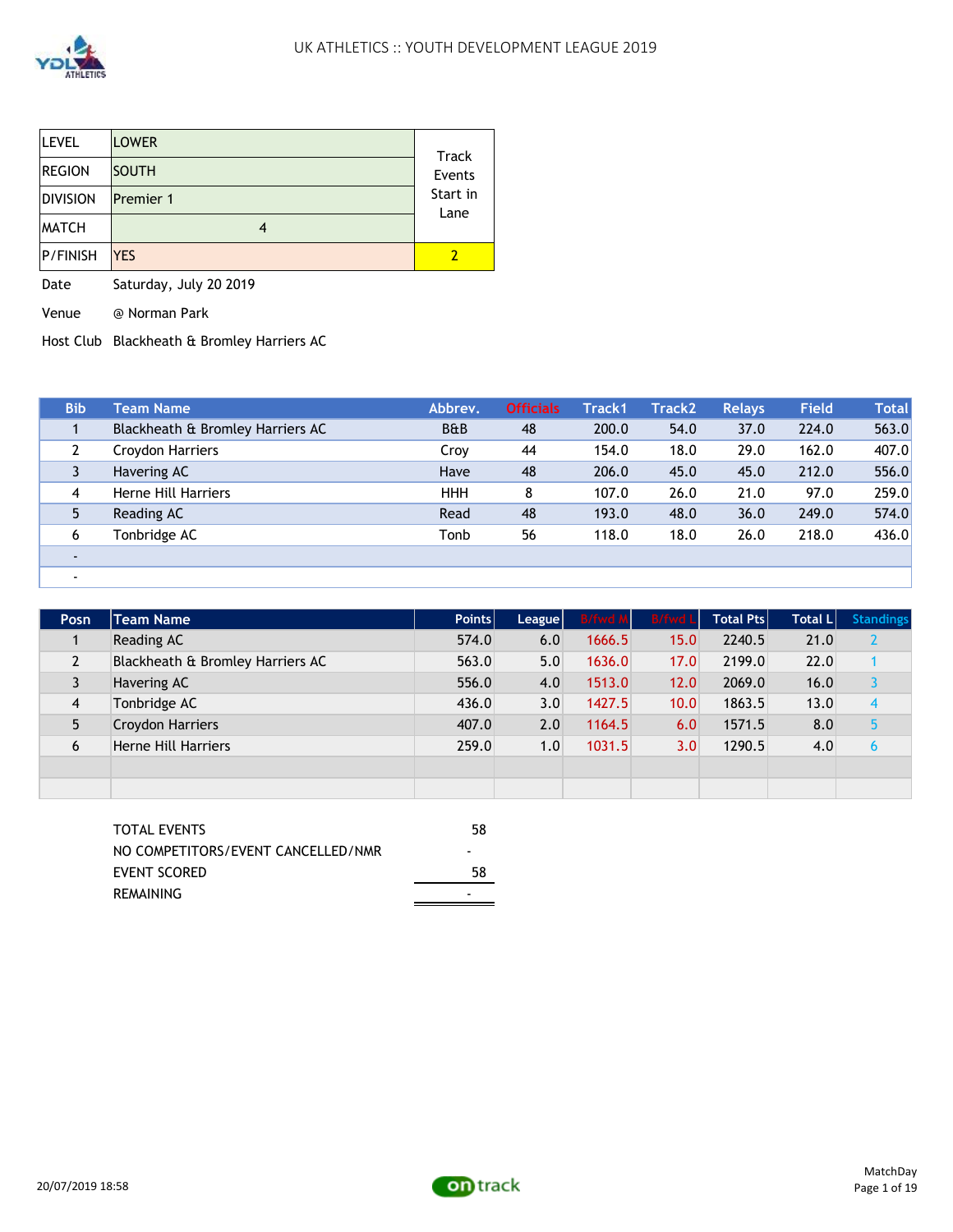# UK ATHLETICS :: YOUTH DEVELOPMENT LEAGUE 2019

| LEVEL | LOWER | Track Events Start in Lane |
|---|---|---|
| REGION | SOUTH | |
| DIVISION | Premier 1 | |
| MATCH | 4 | |
| P/FINISH | YES | 2 |

Date Saturday, July 20 2019

Venue @ Norman Park

Host Club Blackheath & Bromley Harriers AC

| Bib | Team Name | Abbrev. | Officials | Track1 | Track2 | Relays | Field | Total |
|---|---|---|---|---|---|---|---|---|
| 1 | Blackheath & Bromley Harriers AC | B&B | 48 | 200.0 | 54.0 | 37.0 | 224.0 | 563.0 |
| 2 | Croydon Harriers | Croy | 44 | 154.0 | 18.0 | 29.0 | 162.0 | 407.0 |
| 3 | Havering AC | Have | 48 | 206.0 | 45.0 | 45.0 | 212.0 | 556.0 |
| 4 | Herne Hill Harriers | HHH | 8 | 107.0 | 26.0 | 21.0 | 97.0 | 259.0 |
| 5 | Reading AC | Read | 48 | 193.0 | 48.0 | 36.0 | 249.0 | 574.0 |
| 6 | Tonbridge AC | Tonb | 56 | 118.0 | 18.0 | 26.0 | 218.0 | 436.0 |
| - | | | | | | | | |
| - | | | | | | | | |

| Posn | Team Name | Points | League | B/fwd M | B/fwd L | Total Pts | Total L | Standings |
|---|---|---|---|---|---|---|---|---|
| 1 | Reading AC | 574.0 | 6.0 | 1666.5 | 15.0 | 2240.5 | 21.0 | 2 |
| 2 | Blackheath & Bromley Harriers AC | 563.0 | 5.0 | 1636.0 | 17.0 | 2199.0 | 22.0 | 1 |
| 3 | Havering AC | 556.0 | 4.0 | 1513.0 | 12.0 | 2069.0 | 16.0 | 3 |
| 4 | Tonbridge AC | 436.0 | 3.0 | 1427.5 | 10.0 | 1863.5 | 13.0 | 4 |
| 5 | Croydon Harriers | 407.0 | 2.0 | 1164.5 | 6.0 | 1571.5 | 8.0 | 5 |
| 6 | Herne Hill Harriers | 259.0 | 1.0 | 1031.5 | 3.0 | 1290.5 | 4.0 | 6 |
| | | | | | | | | |
| | | | | | | | | |

| | |
|---|---|
| TOTAL EVENTS | 58 |
| NO COMPETITORS/EVENT CANCELLED/NMR | - |
| EVENT SCORED | 58 |
| REMAINING | - |

20/07/2019 18:58

MatchDay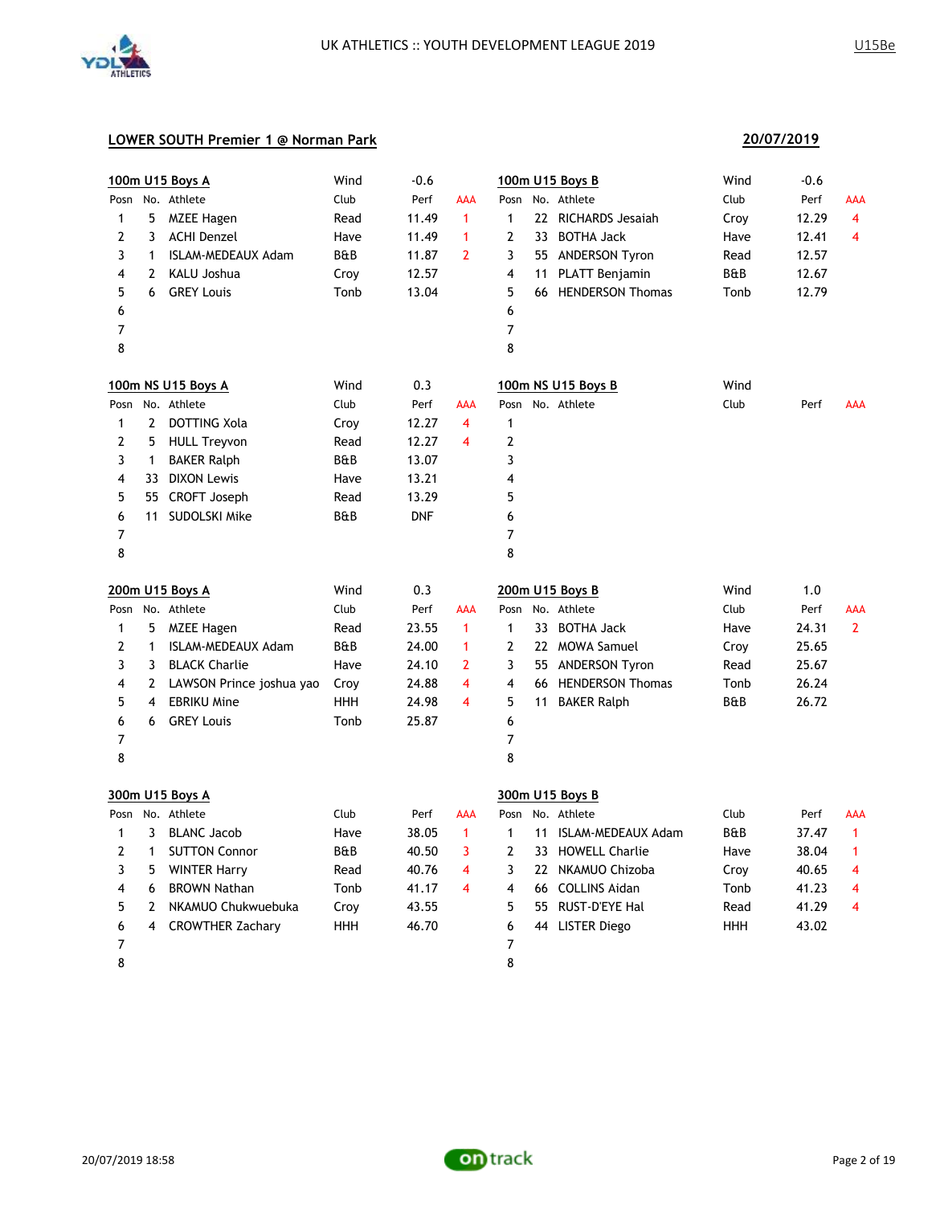## LOWER SOUTH Premier 1 @ Norman Park

**20/07/2019**

### 100m U15 Boys A

Wind: -0.6

| Posn | No. | Athlete | Club | Perf | AAA |
|---|---|---|---|---|---|
| 1 | 5 | MZEE Hagen | Read | 11.49 | 1 |
| 2 | 3 | ACHI Denzel | Have | 11.49 | 1 |
| 3 | 1 | ISLAM-MEDEAUX Adam | B&B | 11.87 | 2 |
| 4 | 2 | KALU Joshua | Croy | 12.57 | |
| 5 | 6 | GREY Louis | Tonb | 13.04 | |
| 6 | | | | | |
| 7 | | | | | |
| 8 | | | | | |

### 100m U15 Boys B

Wind: -0.6

| Posn | No. | Athlete | Club | Perf | AAA |
|---|---|---|---|---|---|
| 1 | 22 | RICHARDS Jesaiah | Croy | 12.29 | 4 |
| 2 | 33 | BOTHA Jack | Have | 12.41 | 4 |
| 3 | 55 | ANDERSON Tyron | Read | 12.57 | |
| 4 | 11 | PLATT Benjamin | B&B | 12.67 | |
| 5 | 66 | HENDERSON Thomas | Tonb | 12.79 | |
| 6 | | | | | |
| 7 | | | | | |
| 8 | | | | | |

### 100m NS U15 Boys A

Wind: 0.3

| Posn | No. | Athlete | Club | Perf | AAA |
|---|---|---|---|---|---|
| 1 | 2 | DOTTING Xola | Croy | 12.27 | 4 |
| 2 | 5 | HULL Treyvon | Read | 12.27 | 4 |
| 3 | 1 | BAKER Ralph | B&B | 13.07 | |
| 4 | 33 | DIXON Lewis | Have | 13.21 | |
| 5 | 55 | CROFT Joseph | Read | 13.29 | |
| 6 | 11 | SUDOLSKI Mike | B&B | DNF | |
| 7 | | | | | |
| 8 | | | | | |

### 100m NS U15 Boys B

Wind:

| Posn | No. | Athlete | Club | Perf | AAA |
|---|---|---|---|---|---|
| 1 | | | | | |
| 2 | | | | | |
| 3 | | | | | |
| 4 | | | | | |
| 5 | | | | | |
| 6 | | | | | |
| 7 | | | | | |
| 8 | | | | | |

### 200m U15 Boys A

Wind: 0.3

| Posn | No. | Athlete | Club | Perf | AAA |
|---|---|---|---|---|---|
| 1 | 5 | MZEE Hagen | Read | 23.55 | 1 |
| 2 | 1 | ISLAM-MEDEAUX Adam | B&B | 24.00 | 1 |
| 3 | 3 | BLACK Charlie | Have | 24.10 | 2 |
| 4 | 2 | LAWSON Prince joshua yao | Croy | 24.88 | 4 |
| 5 | 4 | EBRIKU Mine | HHH | 24.98 | 4 |
| 6 | 6 | GREY Louis | Tonb | 25.87 | |
| 7 | | | | | |
| 8 | | | | | |

### 200m U15 Boys B

Wind: 1.0

| Posn | No. | Athlete | Club | Perf | AAA |
|---|---|---|---|---|---|
| 1 | 33 | BOTHA Jack | Have | 24.31 | 2 |
| 2 | 22 | MOWA Samuel | Croy | 25.65 | |
| 3 | 55 | ANDERSON Tyron | Read | 25.67 | |
| 4 | 66 | HENDERSON Thomas | Tonb | 26.24 | |
| 5 | 11 | BAKER Ralph | B&B | 26.72 | |
| 6 | | | | | |
| 7 | | | | | |
| 8 | | | | | |

### 300m U15 Boys A

| Posn | No. | Athlete | Club | Perf | AAA |
|---|---|---|---|---|---|
| 1 | 3 | BLANC Jacob | Have | 38.05 | 1 |
| 2 | 1 | SUTTON Connor | B&B | 40.50 | 3 |
| 3 | 5 | WINTER Harry | Read | 40.76 | 4 |
| 4 | 6 | BROWN Nathan | Tonb | 41.17 | 4 |
| 5 | 2 | NKAMUO Chukwuebuka | Croy | 43.55 | |
| 6 | 4 | CROWTHER Zachary | HHH | 46.70 | |
| 7 | | | | | |
| 8 | | | | | |

### 300m U15 Boys B

| Posn | No. | Athlete | Club | Perf | AAA |
|---|---|---|---|---|---|
| 1 | 11 | ISLAM-MEDEAUX Adam | B&B | 37.47 | 1 |
| 2 | 33 | HOWELL Charlie | Have | 38.04 | 1 |
| 3 | 22 | NKAMUO Chizoba | Croy | 40.65 | 4 |
| 4 | 66 | COLLINS Aidan | Tonb | 41.23 | 4 |
| 5 | 55 | RUST-D'EYE Hal | Read | 41.29 | 4 |
| 6 | 44 | LISTER Diego | HHH | 43.02 | |
| 7 | | | | | |
| 8 | | | | | |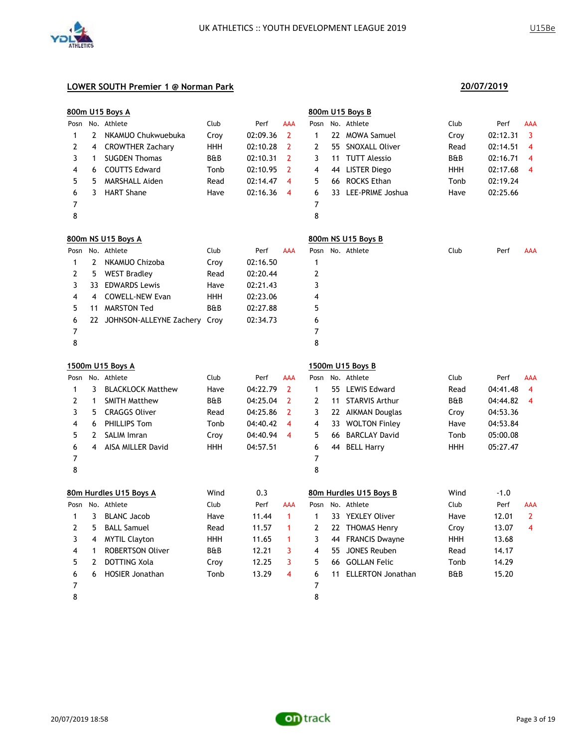UK ATHLETICS :: YOUTH DEVELOPMENT LEAGUE 2019

U15Be

## LOWER SOUTH Premier 1 @ Norman Park

20/07/2019

### 800m U15 Boys A

| Posn | No. | Athlete | Club | Perf | AAA |
|---|---|---|---|---|---|
| 1 | 2 | NKAMUO Chukwuebuka | Croy | 02:09.36 | 2 |
| 2 | 4 | CROWTHER Zachary | HHH | 02:10.28 | 2 |
| 3 | 1 | SUGDEN Thomas | B&B | 02:10.31 | 2 |
| 4 | 6 | COUTTS Edward | Tonb | 02:10.95 | 2 |
| 5 | 5 | MARSHALL Aiden | Read | 02:14.47 | 4 |
| 6 | 3 | HART Shane | Have | 02:16.36 | 4 |
| 7 | | | | | |
| 8 | | | | | |

### 800m U15 Boys B

| Posn | No. | Athlete | Club | Perf | AAA |
|---|---|---|---|---|---|
| 1 | 22 | MOWA Samuel | Croy | 02:12.31 | 3 |
| 2 | 55 | SNOXALL Oliver | Read | 02:14.51 | 4 |
| 3 | 11 | TUTT Alessio | B&B | 02:16.71 | 4 |
| 4 | 44 | LISTER Diego | HHH | 02:17.68 | 4 |
| 5 | 66 | ROCKS Ethan | Tonb | 02:19.24 | |
| 6 | 33 | LEE-PRIME Joshua | Have | 02:25.66 | |
| 7 | | | | | |
| 8 | | | | | |

### 800m NS U15 Boys A

| Posn | No. | Athlete | Club | Perf | AAA |
|---|---|---|---|---|---|
| 1 | 2 | NKAMUO Chizoba | Croy | 02:16.50 | |
| 2 | 5 | WEST Bradley | Read | 02:20.44 | |
| 3 | 33 | EDWARDS Lewis | Have | 02:21.43 | |
| 4 | 4 | COWELL-NEW Evan | HHH | 02:23.06 | |
| 5 | 11 | MARSTON Ted | B&B | 02:27.88 | |
| 6 | 22 | JOHNSON-ALLEYNE Zachery | Croy | 02:34.73 | |
| 7 | | | | | |
| 8 | | | | | |

### 800m NS U15 Boys B

| Posn | No. | Athlete | Club | Perf | AAA |
|---|---|---|---|---|---|
| 1 | | | | | |
| 2 | | | | | |
| 3 | | | | | |
| 4 | | | | | |
| 5 | | | | | |
| 6 | | | | | |
| 7 | | | | | |
| 8 | | | | | |

### 1500m U15 Boys A

| Posn | No. | Athlete | Club | Perf | AAA |
|---|---|---|---|---|---|
| 1 | 3 | BLACKLOCK Matthew | Have | 04:22.79 | 2 |
| 2 | 1 | SMITH Matthew | B&B | 04:25.04 | 2 |
| 3 | 5 | CRAGGS Oliver | Read | 04:25.86 | 2 |
| 4 | 6 | PHILLIPS Tom | Tonb | 04:40.42 | 4 |
| 5 | 2 | SALIM Imran | Croy | 04:40.94 | 4 |
| 6 | 4 | AISA MILLER David | HHH | 04:57.51 | |
| 7 | | | | | |
| 8 | | | | | |

### 1500m U15 Boys B

| Posn | No. | Athlete | Club | Perf | AAA |
|---|---|---|---|---|---|
| 1 | 55 | LEWIS Edward | Read | 04:41.48 | 4 |
| 2 | 11 | STARVIS Arthur | B&B | 04:44.82 | 4 |
| 3 | 22 | AIKMAN Douglas | Croy | 04:53.36 | |
| 4 | 33 | WOLTON Finley | Have | 04:53.84 | |
| 5 | 66 | BARCLAY David | Tonb | 05:00.08 | |
| 6 | 44 | BELL Harry | HHH | 05:27.47 | |
| 7 | | | | | |
| 8 | | | | | |

### 80m Hurdles U15 Boys A

Wind 0.3

| Posn | No. | Athlete | Club | Perf | AAA |
|---|---|---|---|---|---|
| 1 | 3 | BLANC Jacob | Have | 11.44 | 1 |
| 2 | 5 | BALL Samuel | Read | 11.57 | 1 |
| 3 | 4 | MYTIL Clayton | HHH | 11.65 | 1 |
| 4 | 1 | ROBERTSON Oliver | B&B | 12.21 | 3 |
| 5 | 2 | DOTTING Xola | Croy | 12.25 | 3 |
| 6 | 6 | HOSIER Jonathan | Tonb | 13.29 | 4 |
| 7 | | | | | |
| 8 | | | | | |

### 80m Hurdles U15 Boys B

Wind -1.0

| Posn | No. | Athlete | Club | Perf | AAA |
|---|---|---|---|---|---|
| 1 | 33 | YEXLEY Oliver | Have | 12.01 | 2 |
| 2 | 22 | THOMAS Henry | Croy | 13.07 | 4 |
| 3 | 44 | FRANCIS Dwayne | HHH | 13.68 | |
| 4 | 55 | JONES Reuben | Read | 14.17 | |
| 5 | 66 | GOLLAN Felic | Tonb | 14.29 | |
| 6 | 11 | ELLERTON Jonathan | B&B | 15.20 | |
| 7 | | | | | |
| 8 | | | | | |

20/07/2019 18:58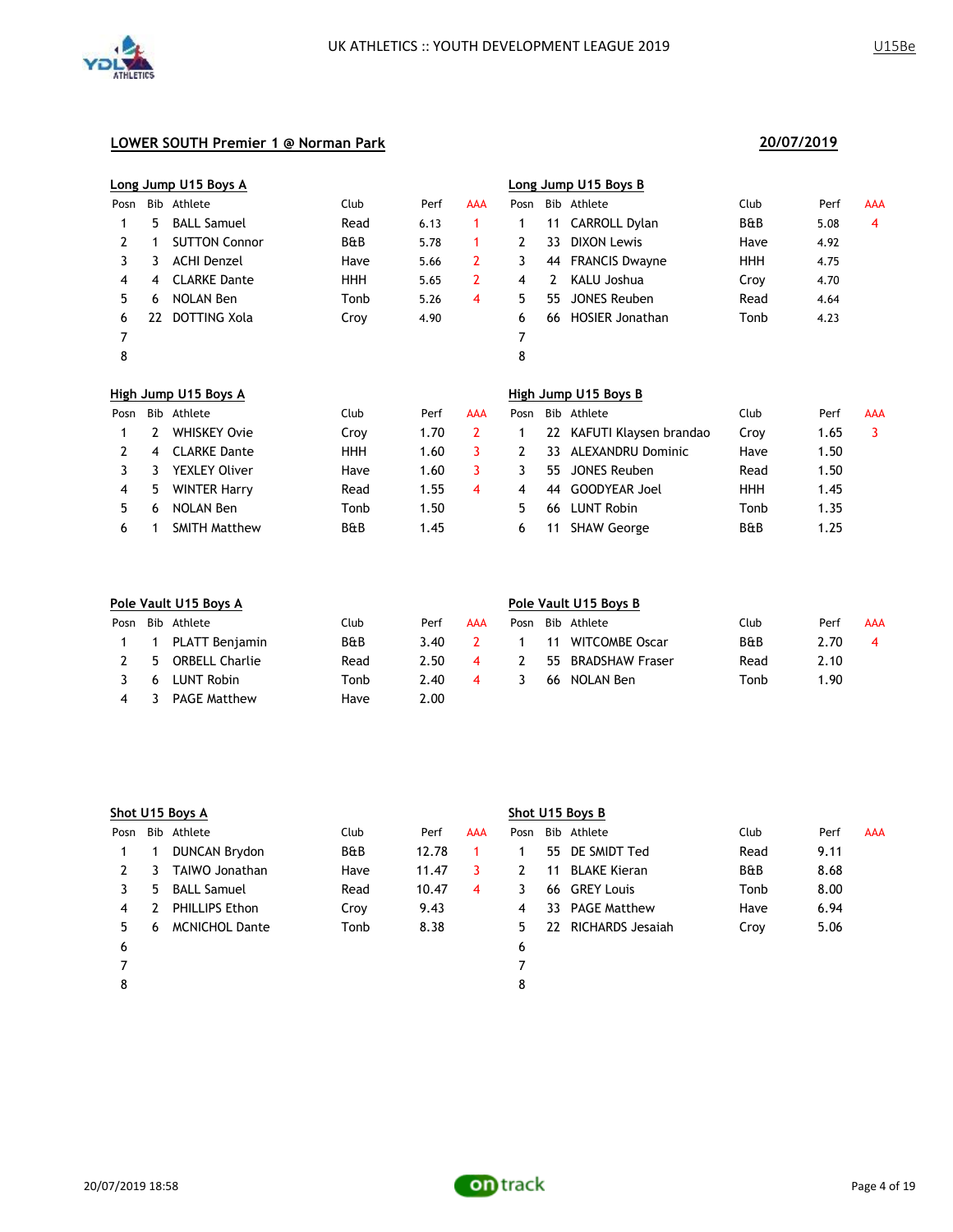## LOWER SOUTH Premier 1 @ Norman Park

**20/07/2019**

### Long Jump U15 Boys A

| Posn | Bib | Athlete | Club | Perf | AAA |
|---|---|---|---|---|---|
| 1 | 5 | BALL Samuel | Read | 6.13 | 1 |
| 2 | 1 | SUTTON Connor | B&B | 5.78 | 1 |
| 3 | 3 | ACHI Denzel | Have | 5.66 | 2 |
| 4 | 4 | CLARKE Dante | HHH | 5.65 | 2 |
| 5 | 6 | NOLAN Ben | Tonb | 5.26 | 4 |
| 6 | 22 | DOTTING Xola | Croy | 4.90 | |
| 7 | | | | | |
| 8 | | | | | |

### Long Jump U15 Boys B

| Posn | Bib | Athlete | Club | Perf | AAA |
|---|---|---|---|---|---|
| 1 | 11 | CARROLL Dylan | B&B | 5.08 | 4 |
| 2 | 33 | DIXON Lewis | Have | 4.92 | |
| 3 | 44 | FRANCIS Dwayne | HHH | 4.75 | |
| 4 | 2 | KALU Joshua | Croy | 4.70 | |
| 5 | 55 | JONES Reuben | Read | 4.64 | |
| 6 | 66 | HOSIER Jonathan | Tonb | 4.23 | |
| 7 | | | | | |
| 8 | | | | | |

### High Jump U15 Boys A

| Posn | Bib | Athlete | Club | Perf | AAA |
|---|---|---|---|---|---|
| 1 | 2 | WHISKEY Ovie | Croy | 1.70 | 2 |
| 2 | 4 | CLARKE Dante | HHH | 1.60 | 3 |
| 3 | 3 | YEXLEY Oliver | Have | 1.60 | 3 |
| 4 | 5 | WINTER Harry | Read | 1.55 | 4 |
| 5 | 6 | NOLAN Ben | Tonb | 1.50 | |
| 6 | 1 | SMITH Matthew | B&B | 1.45 | |

### High Jump U15 Boys B

| Posn | Bib | Athlete | Club | Perf | AAA |
|---|---|---|---|---|---|
| 1 | 22 | KAFUTI Klaysen brandao | Croy | 1.65 | 3 |
| 2 | 33 | ALEXANDRU Dominic | Have | 1.50 | |
| 3 | 55 | JONES Reuben | Read | 1.50 | |
| 4 | 44 | GOODYEAR Joel | HHH | 1.45 | |
| 5 | 66 | LUNT Robin | Tonb | 1.35 | |
| 6 | 11 | SHAW George | B&B | 1.25 | |

### Pole Vault U15 Boys A

| Posn | Bib | Athlete | Club | Perf | AAA |
|---|---|---|---|---|---|
| 1 | 1 | PLATT Benjamin | B&B | 3.40 | 2 |
| 2 | 5 | ORBELL Charlie | Read | 2.50 | 4 |
| 3 | 6 | LUNT Robin | Tonb | 2.40 | 4 |
| 4 | 3 | PAGE Matthew | Have | 2.00 | |

### Pole Vault U15 Boys B

| Posn | Bib | Athlete | Club | Perf | AAA |
|---|---|---|---|---|---|
| 1 | 11 | WITCOMBE Oscar | B&B | 2.70 | 4 |
| 2 | 55 | BRADSHAW Fraser | Read | 2.10 | |
| 3 | 66 | NOLAN Ben | Tonb | 1.90 | |

### Shot U15 Boys A

| Posn | Bib | Athlete | Club | Perf | AAA |
|---|---|---|---|---|---|
| 1 | 1 | DUNCAN Brydon | B&B | 12.78 | 1 |
| 2 | 3 | TAIWO Jonathan | Have | 11.47 | 3 |
| 3 | 5 | BALL Samuel | Read | 10.47 | 4 |
| 4 | 2 | PHILLIPS Ethon | Croy | 9.43 | |
| 5 | 6 | MCNICHOL Dante | Tonb | 8.38 | |
| 6 | | | | | |
| 7 | | | | | |
| 8 | | | | | |

### Shot U15 Boys B

| Posn | Bib | Athlete | Club | Perf | AAA |
|---|---|---|---|---|---|
| 1 | 55 | DE SMIDT Ted | Read | 9.11 | |
| 2 | 11 | BLAKE Kieran | B&B | 8.68 | |
| 3 | 66 | GREY Louis | Tonb | 8.00 | |
| 4 | 33 | PAGE Matthew | Have | 6.94 | |
| 5 | 22 | RICHARDS Jesaiah | Croy | 5.06 | |
| 6 | | | | | |
| 7 | | | | | |
| 8 | | | | | |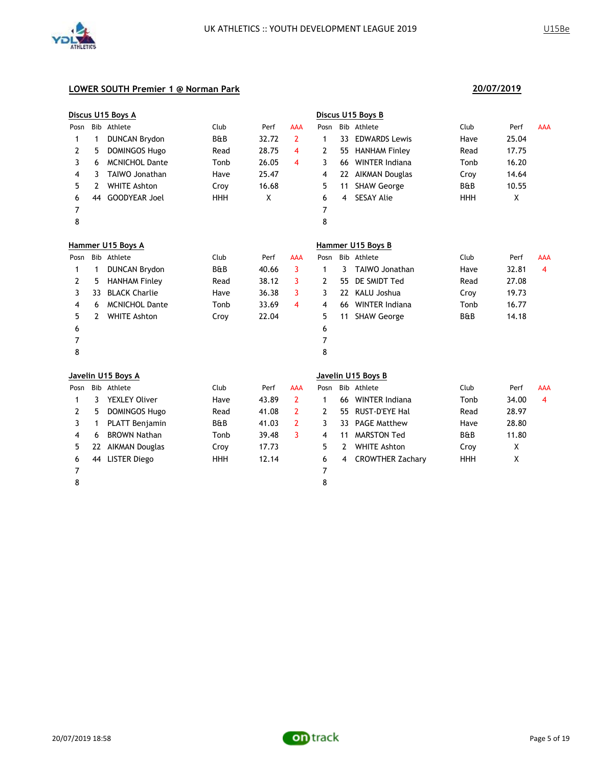## LOWER SOUTH Premier 1 @ Norman Park

**20/07/2019**

### Discus U15 Boys A

| Posn | Bib | Athlete | Club | Perf | AAA |
|---|---|---|---|---|---|
| 1 | 1 | DUNCAN Brydon | B&B | 32.72 | 2 |
| 2 | 5 | DOMINGOS Hugo | Read | 28.75 | 4 |
| 3 | 6 | MCNICHOL Dante | Tonb | 26.05 | 4 |
| 4 | 3 | TAIWO Jonathan | Have | 25.47 | |
| 5 | 2 | WHITE Ashton | Croy | 16.68 | |
| 6 | 44 | GOODYEAR Joel | HHH | X | |
| 7 | | | | | |
| 8 | | | | | |

### Discus U15 Boys B

| Posn | Bib | Athlete | Club | Perf | AAA |
|---|---|---|---|---|---|
| 1 | 33 | EDWARDS Lewis | Have | 25.04 | |
| 2 | 55 | HANHAM Finley | Read | 17.75 | |
| 3 | 66 | WINTER Indiana | Tonb | 16.20 | |
| 4 | 22 | AIKMAN Douglas | Croy | 14.64 | |
| 5 | 11 | SHAW George | B&B | 10.55 | |
| 6 | 4 | SESAY Alie | HHH | X | |
| 7 | | | | | |
| 8 | | | | | |

### Hammer U15 Boys A

| Posn | Bib | Athlete | Club | Perf | AAA |
|---|---|---|---|---|---|
| 1 | 1 | DUNCAN Brydon | B&B | 40.66 | 3 |
| 2 | 5 | HANHAM Finley | Read | 38.12 | 3 |
| 3 | 33 | BLACK Charlie | Have | 36.38 | 3 |
| 4 | 6 | MCNICHOL Dante | Tonb | 33.69 | 4 |
| 5 | 2 | WHITE Ashton | Croy | 22.04 | |
| 6 | | | | | |
| 7 | | | | | |
| 8 | | | | | |

### Hammer U15 Boys B

| Posn | Bib | Athlete | Club | Perf | AAA |
|---|---|---|---|---|---|
| 1 | 3 | TAIWO Jonathan | Have | 32.81 | 4 |
| 2 | 55 | DE SMIDT Ted | Read | 27.08 | |
| 3 | 22 | KALU Joshua | Croy | 19.73 | |
| 4 | 66 | WINTER Indiana | Tonb | 16.77 | |
| 5 | 11 | SHAW George | B&B | 14.18 | |
| 6 | | | | | |
| 7 | | | | | |
| 8 | | | | | |

### Javelin U15 Boys A

| Posn | Bib | Athlete | Club | Perf | AAA |
|---|---|---|---|---|---|
| 1 | 3 | YEXLEY Oliver | Have | 43.89 | 2 |
| 2 | 5 | DOMINGOS Hugo | Read | 41.08 | 2 |
| 3 | 1 | PLATT Benjamin | B&B | 41.03 | 2 |
| 4 | 6 | BROWN Nathan | Tonb | 39.48 | 3 |
| 5 | 22 | AIKMAN Douglas | Croy | 17.73 | |
| 6 | 44 | LISTER Diego | HHH | 12.14 | |
| 7 | | | | | |
| 8 | | | | | |

### Javelin U15 Boys B

| Posn | Bib | Athlete | Club | Perf | AAA |
|---|---|---|---|---|---|
| 1 | 66 | WINTER Indiana | Tonb | 34.00 | 4 |
| 2 | 55 | RUST-D'EYE Hal | Read | 28.97 | |
| 3 | 33 | PAGE Matthew | Have | 28.80 | |
| 4 | 11 | MARSTON Ted | B&B | 11.80 | |
| 5 | 2 | WHITE Ashton | Croy | X | |
| 6 | 4 | CROWTHER Zachary | HHH | X | |
| 7 | | | | | |
| 8 | | | | | |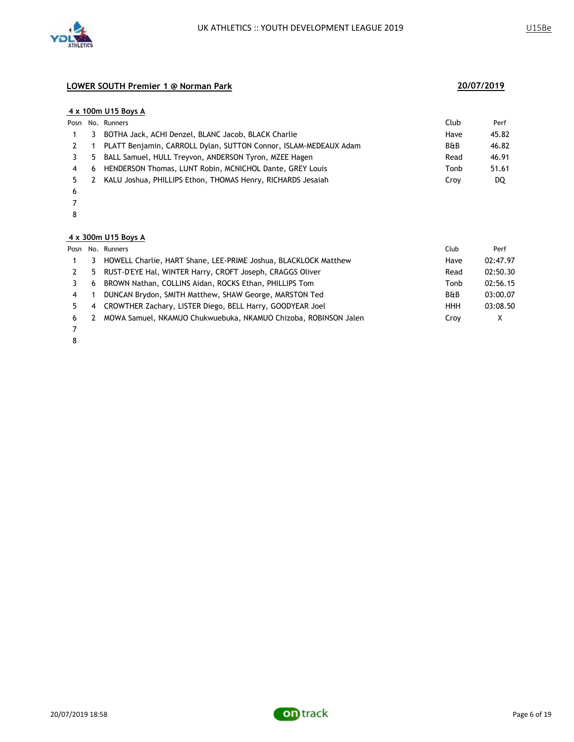UK ATHLETICS :: YOUTH DEVELOPMENT LEAGUE 2019

U15Be

## LOWER SOUTH Premier 1 @ Norman Park

**20/07/2019**

### 4 x 100m U15 Boys A

| Posn | No. | Runners | Club | Perf |
|---|---|---|---|---|
| 1 | 3 | BOTHA Jack, ACHI Denzel, BLANC Jacob, BLACK Charlie | Have | 45.82 |
| 2 | 1 | PLATT Benjamin, CARROLL Dylan, SUTTON Connor, ISLAM-MEDEAUX Adam | B&B | 46.82 |
| 3 | 5 | BALL Samuel, HULL Treyvon, ANDERSON Tyron, MZEE Hagen | Read | 46.91 |
| 4 | 6 | HENDERSON Thomas, LUNT Robin, MCNICHOL Dante, GREY Louis | Tonb | 51.61 |
| 5 | 2 | KALU Joshua, PHILLIPS Ethon, THOMAS Henry, RICHARDS Jesaiah | Croy | DQ |
| 6 | | | | |
| 7 | | | | |
| 8 | | | | |

### 4 x 300m U15 Boys A

| Posn | No. | Runners | Club | Perf |
|---|---|---|---|---|
| 1 | 3 | HOWELL Charlie, HART Shane, LEE-PRIME Joshua, BLACKLOCK Matthew | Have | 02:47.97 |
| 2 | 5 | RUST-D'EYE Hal, WINTER Harry, CROFT Joseph, CRAGGS Oliver | Read | 02:50.30 |
| 3 | 6 | BROWN Nathan, COLLINS Aidan, ROCKS Ethan, PHILLIPS Tom | Tonb | 02:56.15 |
| 4 | 1 | DUNCAN Brydon, SMITH Matthew, SHAW George, MARSTON Ted | B&B | 03:00.07 |
| 5 | 4 | CROWTHER Zachary, LISTER Diego, BELL Harry, GOODYEAR Joel | HHH | 03:08.50 |
| 6 | 2 | MOWA Samuel, NKAMUO Chukwuebuka, NKAMUO Chizoba, ROBINSON Jalen | Croy | X |
| 7 | | | | |
| 8 | | | | |

20/07/2019 18:58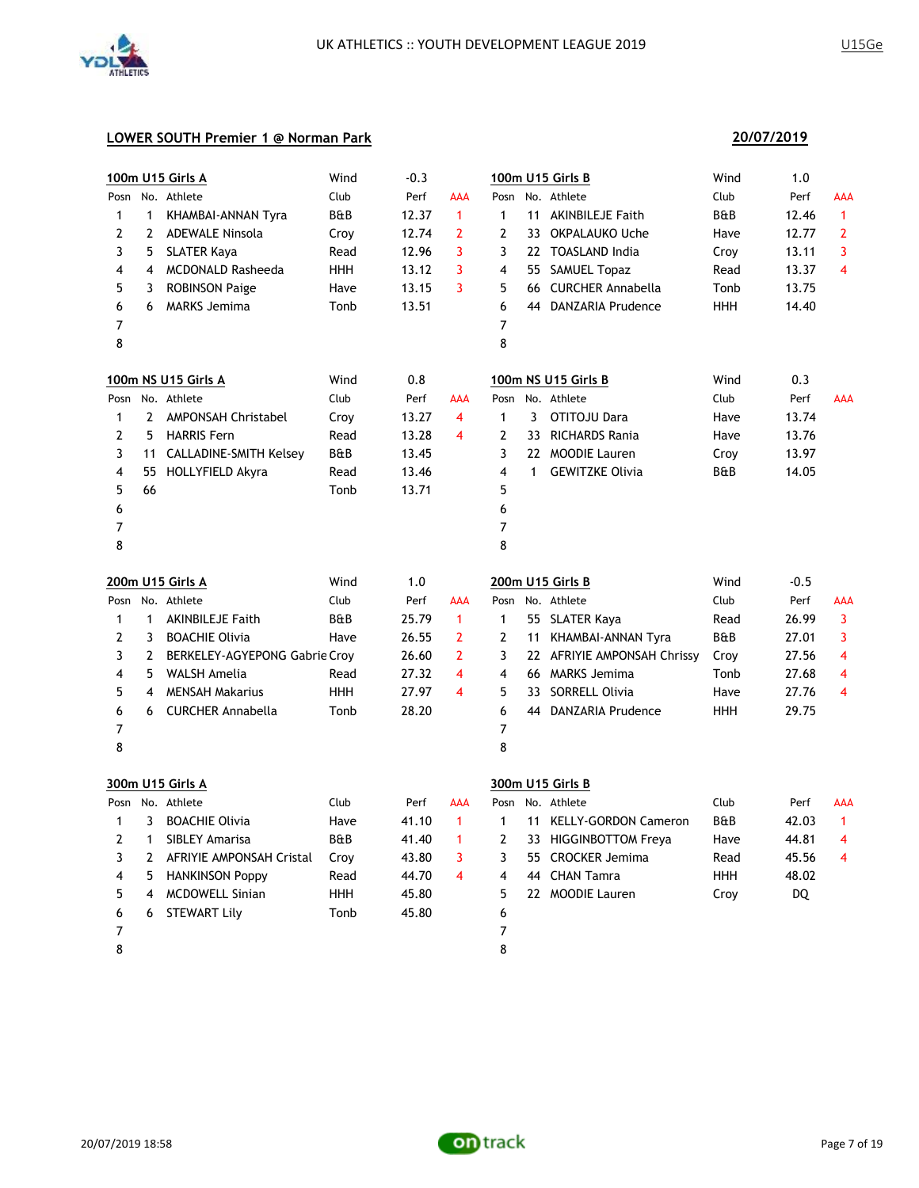## LOWER SOUTH Premier 1 @ Norman Park

**20/07/2019**

### 100m U15 Girls A

Wind: -0.3

| Posn | No. | Athlete | Club | Perf | AAA |
|---|---|---|---|---|---|
| 1 | 1 | KHAMBAI-ANNAN Tyra | B&B | 12.37 | 1 |
| 2 | 2 | ADEWALE Ninsola | Croy | 12.74 | 2 |
| 3 | 5 | SLATER Kaya | Read | 12.96 | 3 |
| 4 | 4 | MCDONALD Rasheeda | HHH | 13.12 | 3 |
| 5 | 3 | ROBINSON Paige | Have | 13.15 | 3 |
| 6 | 6 | MARKS Jemima | Tonb | 13.51 | |
| 7 | | | | | |
| 8 | | | | | |

### 100m U15 Girls B

Wind: 1.0

| Posn | No. | Athlete | Club | Perf | AAA |
|---|---|---|---|---|---|
| 1 | 11 | AKINBILEJE Faith | B&B | 12.46 | 1 |
| 2 | 33 | OKPALAUKO Uche | Have | 12.77 | 2 |
| 3 | 22 | TOASLAND India | Croy | 13.11 | 3 |
| 4 | 55 | SAMUEL Topaz | Read | 13.37 | 4 |
| 5 | 66 | CURCHER Annabella | Tonb | 13.75 | |
| 6 | 44 | DANZARIA Prudence | HHH | 14.40 | |
| 7 | | | | | |
| 8 | | | | | |

### 100m NS U15 Girls A

Wind: 0.8

| Posn | No. | Athlete | Club | Perf | AAA |
|---|---|---|---|---|---|
| 1 | 2 | AMPONSAH Christabel | Croy | 13.27 | 4 |
| 2 | 5 | HARRIS Fern | Read | 13.28 | 4 |
| 3 | 11 | CALLADINE-SMITH Kelsey | B&B | 13.45 | |
| 4 | 55 | HOLLYFIELD Akyra | Read | 13.46 | |
| 5 | 66 | | Tonb | 13.71 | |
| 6 | | | | | |
| 7 | | | | | |
| 8 | | | | | |

### 100m NS U15 Girls B

Wind: 0.3

| Posn | No. | Athlete | Club | Perf | AAA |
|---|---|---|---|---|---|
| 1 | 3 | OTITOJU Dara | Have | 13.74 | |
| 2 | 33 | RICHARDS Rania | Have | 13.76 | |
| 3 | 22 | MOODIE Lauren | Croy | 13.97 | |
| 4 | 1 | GEWITZKE Olivia | B&B | 14.05 | |
| 5 | | | | | |
| 6 | | | | | |
| 7 | | | | | |
| 8 | | | | | |

### 200m U15 Girls A

Wind: 1.0

| Posn | No. | Athlete | Club | Perf | AAA |
|---|---|---|---|---|---|
| 1 | 1 | AKINBILEJE Faith | B&B | 25.79 | 1 |
| 2 | 3 | BOACHIE Olivia | Have | 26.55 | 2 |
| 3 | 2 | BERKELEY-AGYEPONG Gabrie | Croy | 26.60 | 2 |
| 4 | 5 | WALSH Amelia | Read | 27.32 | 4 |
| 5 | 4 | MENSAH Makarius | HHH | 27.97 | 4 |
| 6 | 6 | CURCHER Annabella | Tonb | 28.20 | |
| 7 | | | | | |
| 8 | | | | | |

### 200m U15 Girls B

Wind: -0.5

| Posn | No. | Athlete | Club | Perf | AAA |
|---|---|---|---|---|---|
| 1 | 55 | SLATER Kaya | Read | 26.99 | 3 |
| 2 | 11 | KHAMBAI-ANNAN Tyra | B&B | 27.01 | 3 |
| 3 | 22 | AFRIYIE AMPONSAH Chrissy | Croy | 27.56 | 4 |
| 4 | 66 | MARKS Jemima | Tonb | 27.68 | 4 |
| 5 | 33 | SORRELL Olivia | Have | 27.76 | 4 |
| 6 | 44 | DANZARIA Prudence | HHH | 29.75 | |
| 7 | | | | | |
| 8 | | | | | |

### 300m U15 Girls A

| Posn | No. | Athlete | Club | Perf | AAA |
|---|---|---|---|---|---|
| 1 | 3 | BOACHIE Olivia | Have | 41.10 | 1 |
| 2 | 1 | SIBLEY Amarisa | B&B | 41.40 | 1 |
| 3 | 2 | AFRIYIE AMPONSAH Cristal | Croy | 43.80 | 3 |
| 4 | 5 | HANKINSON Poppy | Read | 44.70 | 4 |
| 5 | 4 | MCDOWELL Sinian | HHH | 45.80 | |
| 6 | 6 | STEWART Lily | Tonb | 45.80 | |
| 7 | | | | | |
| 8 | | | | | |

### 300m U15 Girls B

| Posn | No. | Athlete | Club | Perf | AAA |
|---|---|---|---|---|---|
| 1 | 11 | KELLY-GORDON Cameron | B&B | 42.03 | 1 |
| 2 | 33 | HIGGINBOTTOM Freya | Have | 44.81 | 4 |
| 3 | 55 | CROCKER Jemima | Read | 45.56 | 4 |
| 4 | 44 | CHAN Tamra | HHH | 48.02 | |
| 5 | 22 | MOODIE Lauren | Croy | DQ | |
| 6 | | | | | |
| 7 | | | | | |
| 8 | | | | | |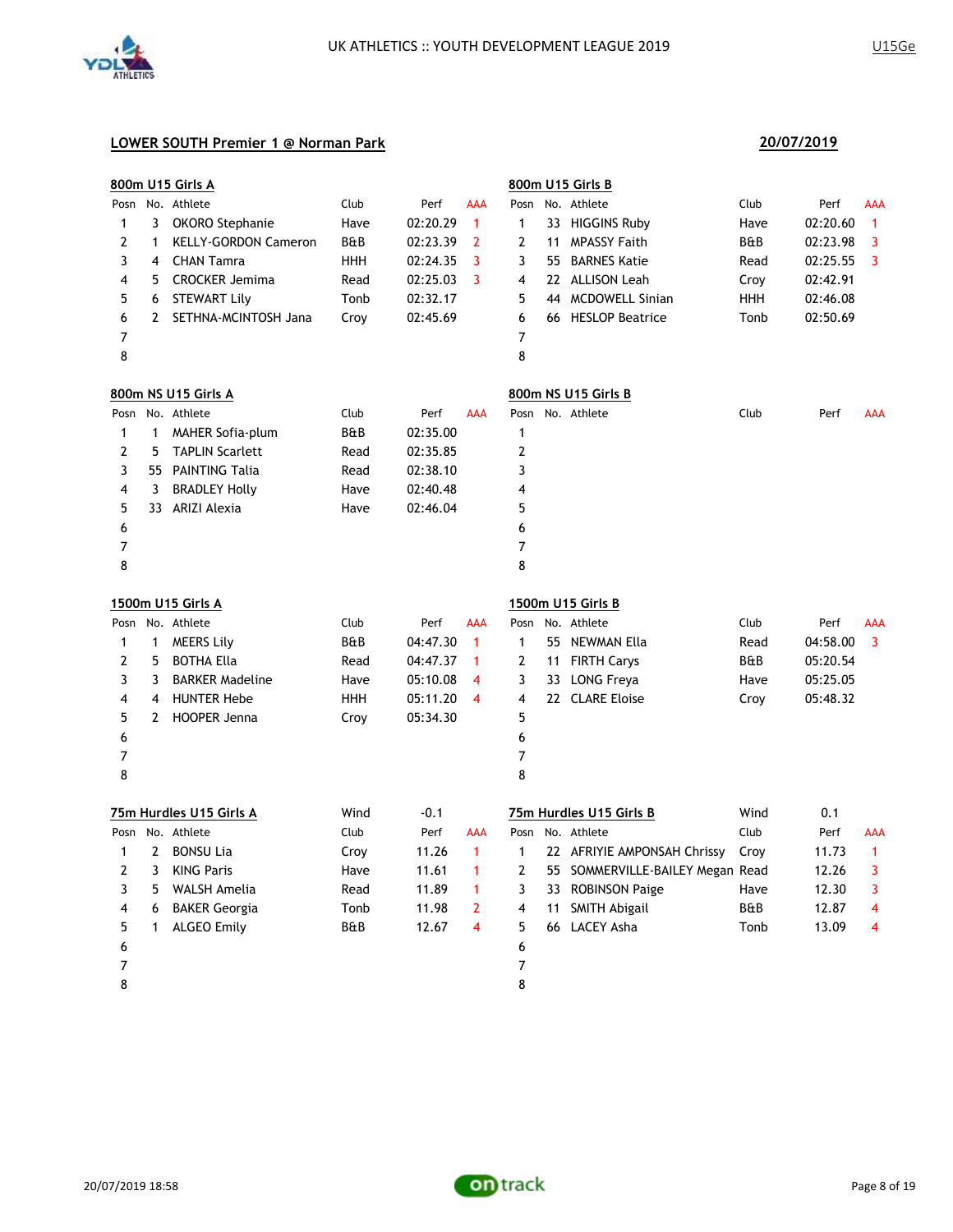## LOWER SOUTH Premier 1 @ Norman Park

**20/07/2019**

### 800m U15 Girls A

| Posn | No. | Athlete | Club | Perf | AAA |
|---|---|---|---|---|---|
| 1 | 3 | OKORO Stephanie | Have | 02:20.29 | 1 |
| 2 | 1 | KELLY-GORDON Cameron | B&B | 02:23.39 | 2 |
| 3 | 4 | CHAN Tamra | HHH | 02:24.35 | 3 |
| 4 | 5 | CROCKER Jemima | Read | 02:25.03 | 3 |
| 5 | 6 | STEWART Lily | Tonb | 02:32.17 | |
| 6 | 2 | SETHNA-MCINTOSH Jana | Croy | 02:45.69 | |
| 7 | | | | | |
| 8 | | | | | |

### 800m U15 Girls B

| Posn | No. | Athlete | Club | Perf | AAA |
|---|---|---|---|---|---|
| 1 | 33 | HIGGINS Ruby | Have | 02:20.60 | 1 |
| 2 | 11 | MPASSY Faith | B&B | 02:23.98 | 3 |
| 3 | 55 | BARNES Katie | Read | 02:25.55 | 3 |
| 4 | 22 | ALLISON Leah | Croy | 02:42.91 | |
| 5 | 44 | MCDOWELL Sinian | HHH | 02:46.08 | |
| 6 | 66 | HESLOP Beatrice | Tonb | 02:50.69 | |
| 7 | | | | | |
| 8 | | | | | |

### 800m NS U15 Girls A

| Posn | No. | Athlete | Club | Perf | AAA |
|---|---|---|---|---|---|
| 1 | 1 | MAHER Sofia-plum | B&B | 02:35.00 | |
| 2 | 5 | TAPLIN Scarlett | Read | 02:35.85 | |
| 3 | 55 | PAINTING Talia | Read | 02:38.10 | |
| 4 | 3 | BRADLEY Holly | Have | 02:40.48 | |
| 5 | 33 | ARIZI Alexia | Have | 02:46.04 | |
| 6 | | | | | |
| 7 | | | | | |
| 8 | | | | | |

### 800m NS U15 Girls B

| Posn | No. | Athlete | Club | Perf | AAA |
|---|---|---|---|---|---|
| 1 | | | | | |
| 2 | | | | | |
| 3 | | | | | |
| 4 | | | | | |
| 5 | | | | | |
| 6 | | | | | |
| 7 | | | | | |
| 8 | | | | | |

### 1500m U15 Girls A

| Posn | No. | Athlete | Club | Perf | AAA |
|---|---|---|---|---|---|
| 1 | 1 | MEERS Lily | B&B | 04:47.30 | 1 |
| 2 | 5 | BOTHA Ella | Read | 04:47.37 | 1 |
| 3 | 3 | BARKER Madeline | Have | 05:10.08 | 4 |
| 4 | 4 | HUNTER Hebe | HHH | 05:11.20 | 4 |
| 5 | 2 | HOOPER Jenna | Croy | 05:34.30 | |
| 6 | | | | | |
| 7 | | | | | |
| 8 | | | | | |

### 1500m U15 Girls B

| Posn | No. | Athlete | Club | Perf | AAA |
|---|---|---|---|---|---|
| 1 | 55 | NEWMAN Ella | Read | 04:58.00 | 3 |
| 2 | 11 | FIRTH Carys | B&B | 05:20.54 | |
| 3 | 33 | LONG Freya | Have | 05:25.05 | |
| 4 | 22 | CLARE Eloise | Croy | 05:48.32 | |
| 5 | | | | | |
| 6 | | | | | |
| 7 | | | | | |
| 8 | | | | | |

### 75m Hurdles U15 Girls A

Wind -0.1

| Posn | No. | Athlete | Club | Perf | AAA |
|---|---|---|---|---|---|
| 1 | 2 | BONSU Lia | Croy | 11.26 | 1 |
| 2 | 3 | KING Paris | Have | 11.61 | 1 |
| 3 | 5 | WALSH Amelia | Read | 11.89 | 1 |
| 4 | 6 | BAKER Georgia | Tonb | 11.98 | 2 |
| 5 | 1 | ALGEO Emily | B&B | 12.67 | 4 |
| 6 | | | | | |
| 7 | | | | | |
| 8 | | | | | |

### 75m Hurdles U15 Girls B

Wind 0.1

| Posn | No. | Athlete | Club | Perf | AAA |
|---|---|---|---|---|---|
| 1 | 22 | AFRIYIE AMPONSAH Chrissy | Croy | 11.73 | 1 |
| 2 | 55 | SOMMERVILLE-BAILEY Megan | Read | 12.26 | 3 |
| 3 | 33 | ROBINSON Paige | Have | 12.30 | 3 |
| 4 | 11 | SMITH Abigail | B&B | 12.87 | 4 |
| 5 | 66 | LACEY Asha | Tonb | 13.09 | 4 |
| 6 | | | | | |
| 7 | | | | | |
| 8 | | | | | |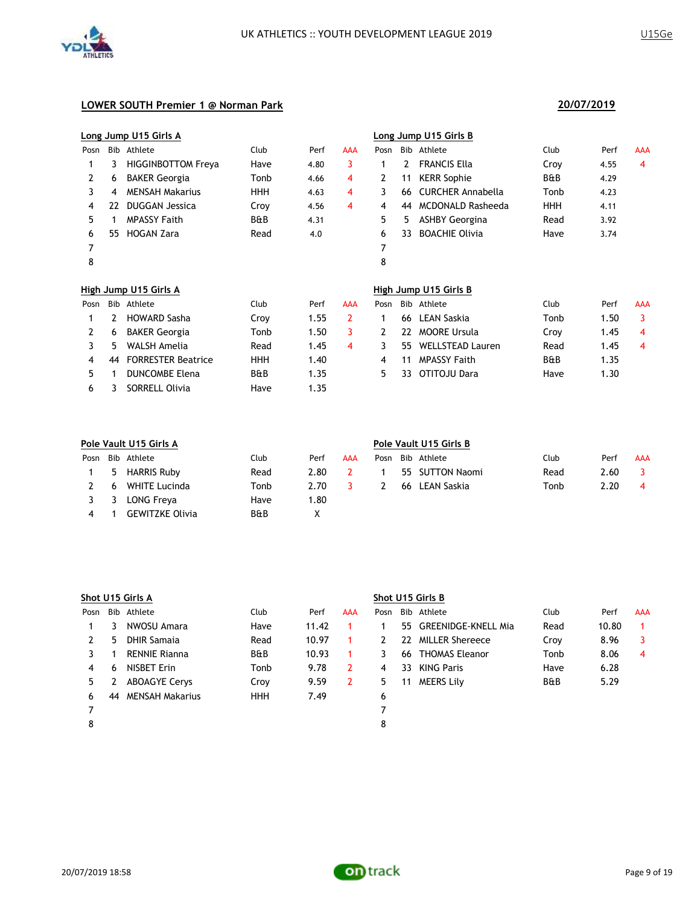# UK ATHLETICS :: YOUTH DEVELOPMENT LEAGUE 2019

U15Ge

## LOWER SOUTH Premier 1 @ Norman Park

20/07/2019

### Long Jump U15 Girls A

| Posn | Bib | Athlete | Club | Perf | AAA |
|---|---|---|---|---|---|
| 1 | 3 | HIGGINBOTTOM Freya | Have | 4.80 | 3 |
| 2 | 6 | BAKER Georgia | Tonb | 4.66 | 4 |
| 3 | 4 | MENSAH Makarius | HHH | 4.63 | 4 |
| 4 | 22 | DUGGAN Jessica | Croy | 4.56 | 4 |
| 5 | 1 | MPASSY Faith | B&B | 4.31 | |
| 6 | 55 | HOGAN Zara | Read | 4.0 | |
| 7 | | | | | |
| 8 | | | | | |

### Long Jump U15 Girls B

| Posn | Bib | Athlete | Club | Perf | AAA |
|---|---|---|---|---|---|
| 1 | 2 | FRANCIS Ella | Croy | 4.55 | 4 |
| 2 | 11 | KERR Sophie | B&B | 4.29 | |
| 3 | 66 | CURCHER Annabella | Tonb | 4.23 | |
| 4 | 44 | MCDONALD Rasheeda | HHH | 4.11 | |
| 5 | 5 | ASHBY Georgina | Read | 3.92 | |
| 6 | 33 | BOACHIE Olivia | Have | 3.74 | |
| 7 | | | | | |
| 8 | | | | | |

### High Jump U15 Girls A

| Posn | Bib | Athlete | Club | Perf | AAA |
|---|---|---|---|---|---|
| 1 | 2 | HOWARD Sasha | Croy | 1.55 | 2 |
| 2 | 6 | BAKER Georgia | Tonb | 1.50 | 3 |
| 3 | 5 | WALSH Amelia | Read | 1.45 | 4 |
| 4 | 44 | FORRESTER Beatrice | HHH | 1.40 | |
| 5 | 1 | DUNCOMBE Elena | B&B | 1.35 | |
| 6 | 3 | SORRELL Olivia | Have | 1.35 | |

### High Jump U15 Girls B

| Posn | Bib | Athlete | Club | Perf | AAA |
|---|---|---|---|---|---|
| 1 | 66 | LEAN Saskia | Tonb | 1.50 | 3 |
| 2 | 22 | MOORE Ursula | Croy | 1.45 | 4 |
| 3 | 55 | WELLSTEAD Lauren | Read | 1.45 | 4 |
| 4 | 11 | MPASSY Faith | B&B | 1.35 | |
| 5 | 33 | OTITOJU Dara | Have | 1.30 | |

### Pole Vault U15 Girls A

| Posn | Bib | Athlete | Club | Perf | AAA |
|---|---|---|---|---|---|
| 1 | 5 | HARRIS Ruby | Read | 2.80 | 2 |
| 2 | 6 | WHITE Lucinda | Tonb | 2.70 | 3 |
| 3 | 3 | LONG Freya | Have | 1.80 | |
| 4 | 1 | GEWITZKE Olivia | B&B | X | |

### Pole Vault U15 Girls B

| Posn | Bib | Athlete | Club | Perf | AAA |
|---|---|---|---|---|---|
| 1 | 55 | SUTTON Naomi | Read | 2.60 | 3 |
| 2 | 66 | LEAN Saskia | Tonb | 2.20 | 4 |

### Shot U15 Girls A

| Posn | Bib | Athlete | Club | Perf | AAA |
|---|---|---|---|---|---|
| 1 | 3 | NWOSU Amara | Have | 11.42 | 1 |
| 2 | 5 | DHIR Samaia | Read | 10.97 | 1 |
| 3 | 1 | RENNIE Rianna | B&B | 10.93 | 1 |
| 4 | 6 | NISBET Erin | Tonb | 9.78 | 2 |
| 5 | 2 | ABOAGYE Cerys | Croy | 9.59 | 2 |
| 6 | 44 | MENSAH Makarius | HHH | 7.49 | |
| 7 | | | | | |
| 8 | | | | | |

### Shot U15 Girls B

| Posn | Bib | Athlete | Club | Perf | AAA |
|---|---|---|---|---|---|
| 1 | 55 | GREENIDGE-KNELL Mia | Read | 10.80 | 1 |
| 2 | 22 | MILLER Shereece | Croy | 8.96 | 3 |
| 3 | 66 | THOMAS Eleanor | Tonb | 8.06 | 4 |
| 4 | 33 | KING Paris | Have | 6.28 | |
| 5 | 11 | MEERS Lily | B&B | 5.29 | |
| 6 | | | | | |
| 7 | | | | | |
| 8 | | | | | |

20/07/2019 18:58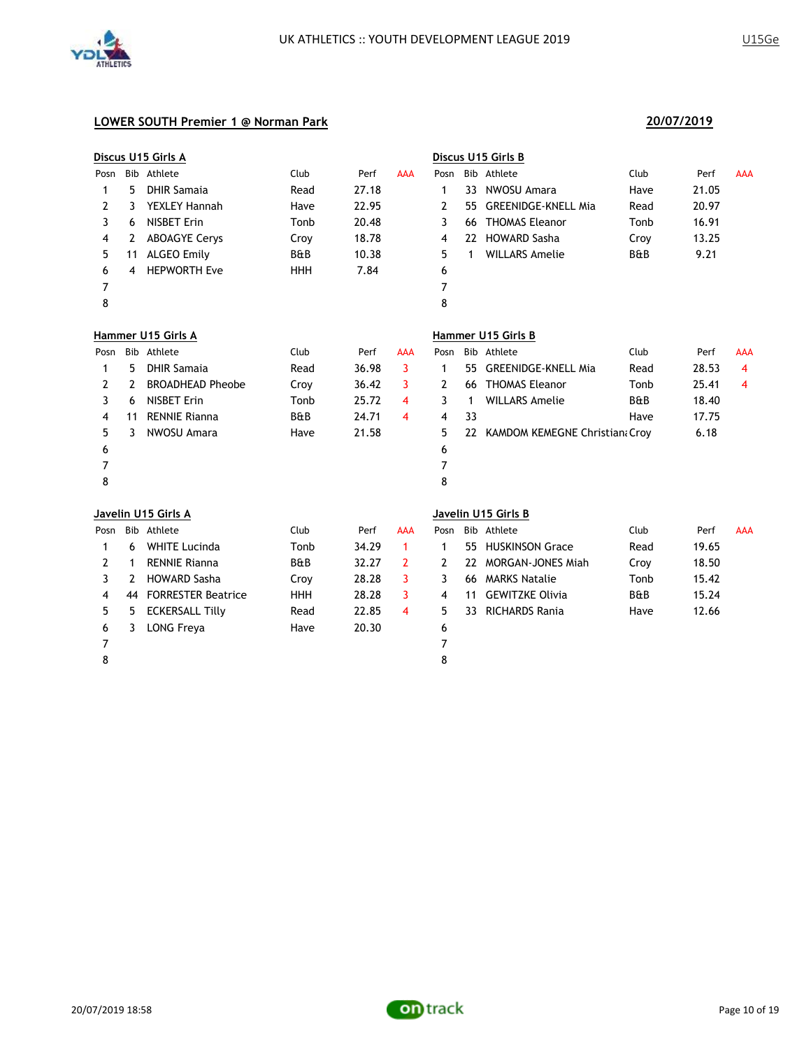UK ATHLETICS :: YOUTH DEVELOPMENT LEAGUE 2019

U15Ge

## LOWER SOUTH Premier 1 @ Norman Park

**20/07/2019**

### Discus U15 Girls A

| Posn | Bib | Athlete | Club | Perf | AAA |
|---|---|---|---|---|---|
| 1 | 5 | DHIR Samaia | Read | 27.18 | |
| 2 | 3 | YEXLEY Hannah | Have | 22.95 | |
| 3 | 6 | NISBET Erin | Tonb | 20.48 | |
| 4 | 2 | ABOAGYE Cerys | Croy | 18.78 | |
| 5 | 11 | ALGEO Emily | B&B | 10.38 | |
| 6 | 4 | HEPWORTH Eve | HHH | 7.84 | |
| 7 | | | | | |
| 8 | | | | | |

### Discus U15 Girls B

| Posn | Bib | Athlete | Club | Perf | AAA |
|---|---|---|---|---|---|
| 1 | 33 | NWOSU Amara | Have | 21.05 | |
| 2 | 55 | GREENIDGE-KNELL Mia | Read | 20.97 | |
| 3 | 66 | THOMAS Eleanor | Tonb | 16.91 | |
| 4 | 22 | HOWARD Sasha | Croy | 13.25 | |
| 5 | 1 | WILLARS Amelie | B&B | 9.21 | |
| 6 | | | | | |
| 7 | | | | | |
| 8 | | | | | |

### Hammer U15 Girls A

| Posn | Bib | Athlete | Club | Perf | AAA |
|---|---|---|---|---|---|
| 1 | 5 | DHIR Samaia | Read | 36.98 | 3 |
| 2 | 2 | BROADHEAD Pheobe | Croy | 36.42 | 3 |
| 3 | 6 | NISBET Erin | Tonb | 25.72 | 4 |
| 4 | 11 | RENNIE Rianna | B&B | 24.71 | 4 |
| 5 | 3 | NWOSU Amara | Have | 21.58 | |
| 6 | | | | | |
| 7 | | | | | |
| 8 | | | | | |

### Hammer U15 Girls B

| Posn | Bib | Athlete | Club | Perf | AAA |
|---|---|---|---|---|---|
| 1 | 55 | GREENIDGE-KNELL Mia | Read | 28.53 | 4 |
| 2 | 66 | THOMAS Eleanor | Tonb | 25.41 | 4 |
| 3 | 1 | WILLARS Amelie | B&B | 18.40 | |
| 4 | 33 | | Have | 17.75 | |
| 5 | 22 | KAMDOM KEMEGNE Christiana | Croy | 6.18 | |
| 6 | | | | | |
| 7 | | | | | |
| 8 | | | | | |

### Javelin U15 Girls A

| Posn | Bib | Athlete | Club | Perf | AAA |
|---|---|---|---|---|---|
| 1 | 6 | WHITE Lucinda | Tonb | 34.29 | 1 |
| 2 | 1 | RENNIE Rianna | B&B | 32.27 | 2 |
| 3 | 2 | HOWARD Sasha | Croy | 28.28 | 3 |
| 4 | 44 | FORRESTER Beatrice | HHH | 28.28 | 3 |
| 5 | 5 | ECKERSALL Tilly | Read | 22.85 | 4 |
| 6 | 3 | LONG Freya | Have | 20.30 | |
| 7 | | | | | |
| 8 | | | | | |

### Javelin U15 Girls B

| Posn | Bib | Athlete | Club | Perf | AAA |
|---|---|---|---|---|---|
| 1 | 55 | HUSKINSON Grace | Read | 19.65 | |
| 2 | 22 | MORGAN-JONES Miah | Croy | 18.50 | |
| 3 | 66 | MARKS Natalie | Tonb | 15.42 | |
| 4 | 11 | GEWITZKE Olivia | B&B | 15.24 | |
| 5 | 33 | RICHARDS Rania | Have | 12.66 | |
| 6 | | | | | |
| 7 | | | | | |
| 8 | | | | | |

20/07/2019 18:58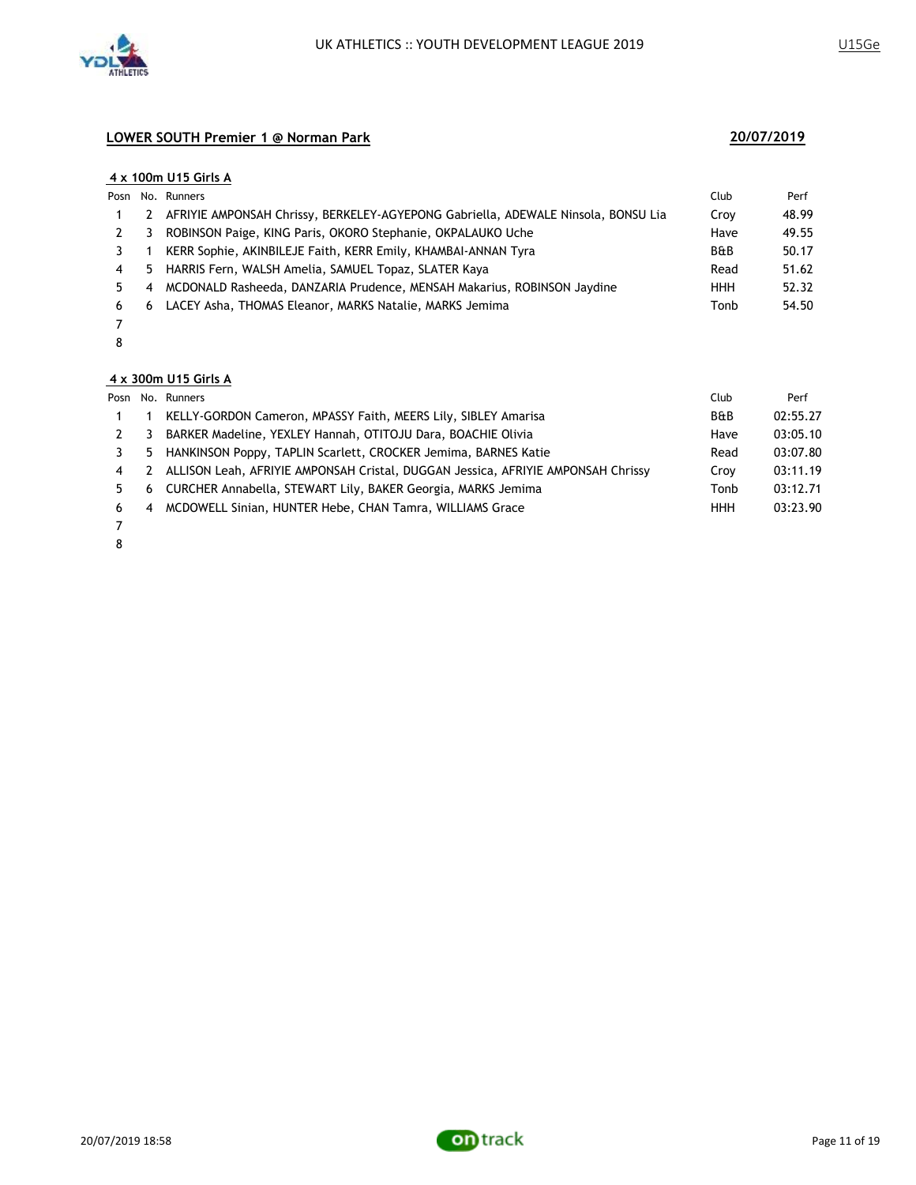## LOWER SOUTH Premier 1 @ Norman Park

**20/07/2019**

### 4 x 100m U15 Girls A

| Posn | No. | Runners | Club | Perf |
|---|---|---|---|---|
| 1 | 2 | AFRIYIE AMPONSAH Chrissy, BERKELEY-AGYEPONG Gabriella, ADEWALE Ninsola, BONSU Lia | Croy | 48.99 |
| 2 | 3 | ROBINSON Paige, KING Paris, OKORO Stephanie, OKPALAUKO Uche | Have | 49.55 |
| 3 | 1 | KERR Sophie, AKINBILEJE Faith, KERR Emily, KHAMBAI-ANNAN Tyra | B&B | 50.17 |
| 4 | 5 | HARRIS Fern, WALSH Amelia, SAMUEL Topaz, SLATER Kaya | Read | 51.62 |
| 5 | 4 | MCDONALD Rasheeda, DANZARIA Prudence, MENSAH Makarius, ROBINSON Jaydine | HHH | 52.32 |
| 6 | 6 | LACEY Asha, THOMAS Eleanor, MARKS Natalie, MARKS Jemima | Tonb | 54.50 |
| 7 | | | | |
| 8 | | | | |

### 4 x 300m U15 Girls A

| Posn | No. | Runners | Club | Perf |
|---|---|---|---|---|
| 1 | 1 | KELLY-GORDON Cameron, MPASSY Faith, MEERS Lily, SIBLEY Amarisa | B&B | 02:55.27 |
| 2 | 3 | BARKER Madeline, YEXLEY Hannah, OTITOJU Dara, BOACHIE Olivia | Have | 03:05.10 |
| 3 | 5 | HANKINSON Poppy, TAPLIN Scarlett, CROCKER Jemima, BARNES Katie | Read | 03:07.80 |
| 4 | 2 | ALLISON Leah, AFRIYIE AMPONSAH Cristal, DUGGAN Jessica, AFRIYIE AMPONSAH Chrissy | Croy | 03:11.19 |
| 5 | 6 | CURCHER Annabella, STEWART Lily, BAKER Georgia, MARKS Jemima | Tonb | 03:12.71 |
| 6 | 4 | MCDOWELL Sinian, HUNTER Hebe, CHAN Tamra, WILLIAMS Grace | HHH | 03:23.90 |
| 7 | | | | |
| 8 | | | | |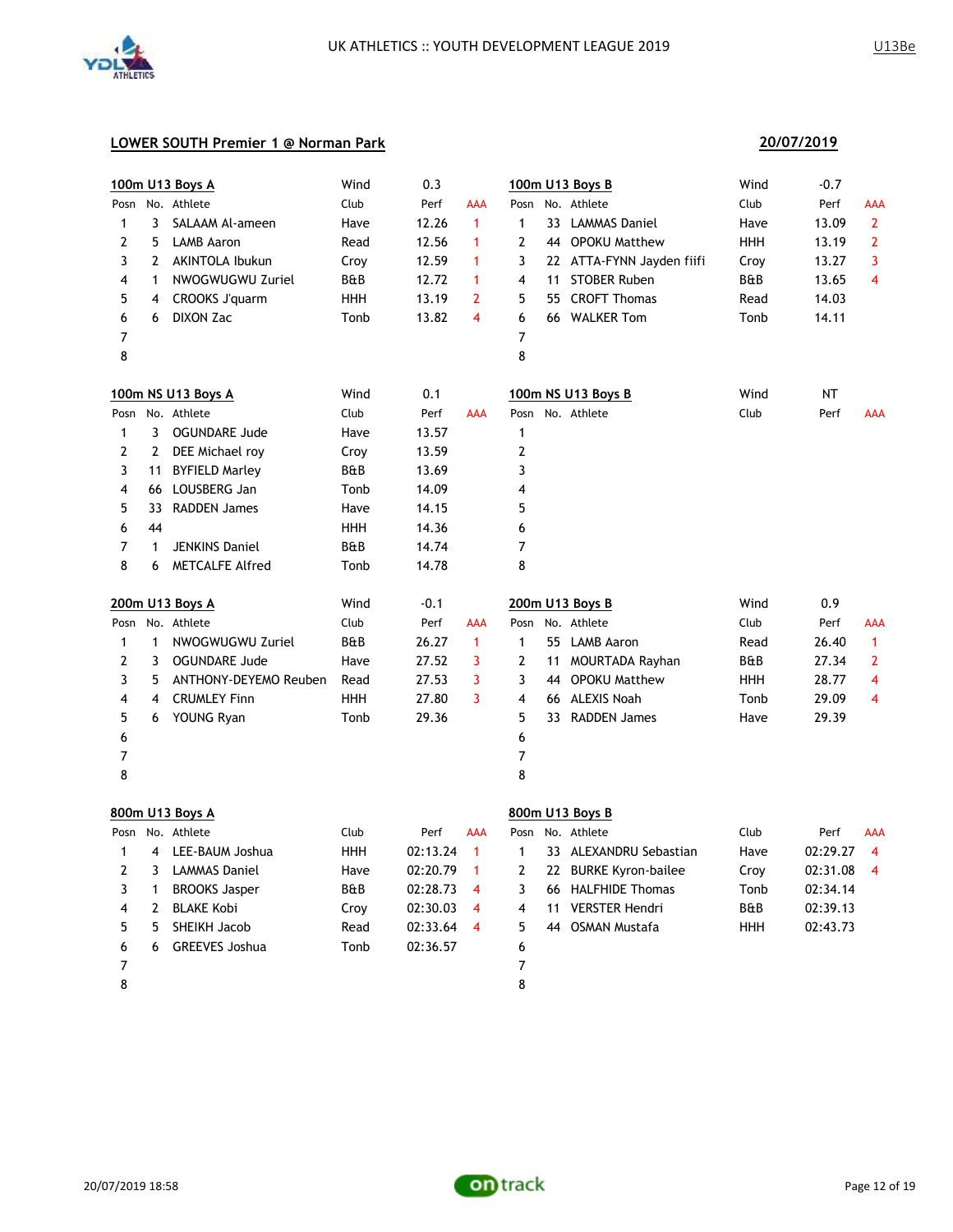## LOWER SOUTH Premier 1 @ Norman Park

**20/07/2019**

### 100m U13 Boys A

Wind: 0.3

| Posn | No. | Athlete | Club | Perf | AAA |
|---|---|---|---|---|---|
| 1 | 3 | SALAAM Al-ameen | Have | 12.26 | 1 |
| 2 | 5 | LAMB Aaron | Read | 12.56 | 1 |
| 3 | 2 | AKINTOLA Ibukun | Croy | 12.59 | 1 |
| 4 | 1 | NWOGWUGWU Zuriel | B&B | 12.72 | 1 |
| 5 | 4 | CROOKS J'quarm | HHH | 13.19 | 2 |
| 6 | 6 | DIXON Zac | Tonb | 13.82 | 4 |
| 7 | | | | | |
| 8 | | | | | |

### 100m U13 Boys B

Wind: -0.7

| Posn | No. | Athlete | Club | Perf | AAA |
|---|---|---|---|---|---|
| 1 | 33 | LAMMAS Daniel | Have | 13.09 | 2 |
| 2 | 44 | OPOKU Matthew | HHH | 13.19 | 2 |
| 3 | 22 | ATTA-FYNN Jayden fiifi | Croy | 13.27 | 3 |
| 4 | 11 | STOBER Ruben | B&B | 13.65 | 4 |
| 5 | 55 | CROFT Thomas | Read | 14.03 | |
| 6 | 66 | WALKER Tom | Tonb | 14.11 | |
| 7 | | | | | |
| 8 | | | | | |

### 100m NS U13 Boys A

Wind: 0.1

| Posn | No. | Athlete | Club | Perf | AAA |
|---|---|---|---|---|---|
| 1 | 3 | OGUNDARE Jude | Have | 13.57 | |
| 2 | 2 | DEE Michael roy | Croy | 13.59 | |
| 3 | 11 | BYFIELD Marley | B&B | 13.69 | |
| 4 | 66 | LOUSBERG Jan | Tonb | 14.09 | |
| 5 | 33 | RADDEN James | Have | 14.15 | |
| 6 | 44 | | HHH | 14.36 | |
| 7 | 1 | JENKINS Daniel | B&B | 14.74 | |
| 8 | 6 | METCALFE Alfred | Tonb | 14.78 | |

### 100m NS U13 Boys B

Wind: NT

| Posn | No. | Athlete | Club | Perf | AAA |
|---|---|---|---|---|---|
| 1 | | | | | |
| 2 | | | | | |
| 3 | | | | | |
| 4 | | | | | |
| 5 | | | | | |
| 6 | | | | | |
| 7 | | | | | |
| 8 | | | | | |

### 200m U13 Boys A

Wind: -0.1

| Posn | No. | Athlete | Club | Perf | AAA |
|---|---|---|---|---|---|
| 1 | 1 | NWOGWUGWU Zuriel | B&B | 26.27 | 1 |
| 2 | 3 | OGUNDARE Jude | Have | 27.52 | 3 |
| 3 | 5 | ANTHONY-DEYEMO Reuben | Read | 27.53 | 3 |
| 4 | 4 | CRUMLEY Finn | HHH | 27.80 | 3 |
| 5 | 6 | YOUNG Ryan | Tonb | 29.36 | |
| 6 | | | | | |
| 7 | | | | | |
| 8 | | | | | |

### 200m U13 Boys B

Wind: 0.9

| Posn | No. | Athlete | Club | Perf | AAA |
|---|---|---|---|---|---|
| 1 | 55 | LAMB Aaron | Read | 26.40 | 1 |
| 2 | 11 | MOURTADA Rayhan | B&B | 27.34 | 2 |
| 3 | 44 | OPOKU Matthew | HHH | 28.77 | 4 |
| 4 | 66 | ALEXIS Noah | Tonb | 29.09 | 4 |
| 5 | 33 | RADDEN James | Have | 29.39 | |
| 6 | | | | | |
| 7 | | | | | |
| 8 | | | | | |

### 800m U13 Boys A

| Posn | No. | Athlete | Club | Perf | AAA |
|---|---|---|---|---|---|
| 1 | 4 | LEE-BAUM Joshua | HHH | 02:13.24 | 1 |
| 2 | 3 | LAMMAS Daniel | Have | 02:20.79 | 1 |
| 3 | 1 | BROOKS Jasper | B&B | 02:28.73 | 4 |
| 4 | 2 | BLAKE Kobi | Croy | 02:30.03 | 4 |
| 5 | 5 | SHEIKH Jacob | Read | 02:33.64 | 4 |
| 6 | 6 | GREEVES Joshua | Tonb | 02:36.57 | |
| 7 | | | | | |
| 8 | | | | | |

### 800m U13 Boys B

| Posn | No. | Athlete | Club | Perf | AAA |
|---|---|---|---|---|---|
| 1 | 33 | ALEXANDRU Sebastian | Have | 02:29.27 | 4 |
| 2 | 22 | BURKE Kyron-bailee | Croy | 02:31.08 | 4 |
| 3 | 66 | HALFHIDE Thomas | Tonb | 02:34.14 | |
| 4 | 11 | VERSTER Hendri | B&B | 02:39.13 | |
| 5 | 44 | OSMAN Mustafa | HHH | 02:43.73 | |
| 6 | | | | | |
| 7 | | | | | |
| 8 | | | | | |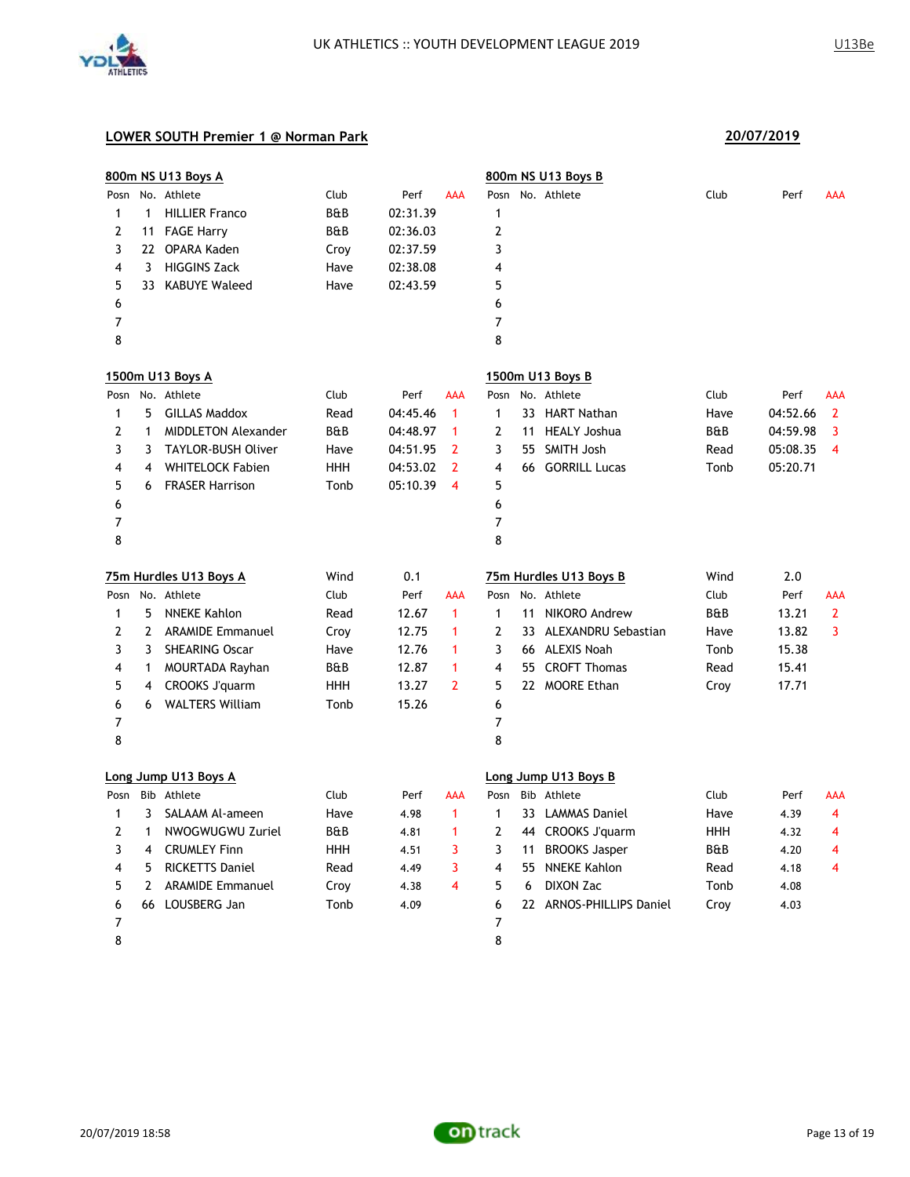UK ATHLETICS :: YOUTH DEVELOPMENT LEAGUE 2019

U13Be

## LOWER SOUTH Premier 1 @ Norman Park

20/07/2019

### 800m NS U13 Boys A

| Posn | No. | Athlete | Club | Perf | AAA |
|---|---|---|---|---|---|
| 1 | 1 | HILLIER Franco | B&B | 02:31.39 | |
| 2 | 11 | FAGE Harry | B&B | 02:36.03 | |
| 3 | 22 | OPARA Kaden | Croy | 02:37.59 | |
| 4 | 3 | HIGGINS Zack | Have | 02:38.08 | |
| 5 | 33 | KABUYE Waleed | Have | 02:43.59 | |
| 6 | | | | | |
| 7 | | | | | |
| 8 | | | | | |

### 800m NS U13 Boys B

| Posn | No. | Athlete | Club | Perf | AAA |
|---|---|---|---|---|---|
| 1 | | | | | |
| 2 | | | | | |
| 3 | | | | | |
| 4 | | | | | |
| 5 | | | | | |
| 6 | | | | | |
| 7 | | | | | |
| 8 | | | | | |

### 1500m U13 Boys A

| Posn | No. | Athlete | Club | Perf | AAA |
|---|---|---|---|---|---|
| 1 | 5 | GILLAS Maddox | Read | 04:45.46 | 1 |
| 2 | 1 | MIDDLETON Alexander | B&B | 04:48.97 | 1 |
| 3 | 3 | TAYLOR-BUSH Oliver | Have | 04:51.95 | 2 |
| 4 | 4 | WHITELOCK Fabien | HHH | 04:53.02 | 2 |
| 5 | 6 | FRASER Harrison | Tonb | 05:10.39 | 4 |
| 6 | | | | | |
| 7 | | | | | |
| 8 | | | | | |

### 1500m U13 Boys B

| Posn | No. | Athlete | Club | Perf | AAA |
|---|---|---|---|---|---|
| 1 | 33 | HART Nathan | Have | 04:52.66 | 2 |
| 2 | 11 | HEALY Joshua | B&B | 04:59.98 | 3 |
| 3 | 55 | SMITH Josh | Read | 05:08.35 | 4 |
| 4 | 66 | GORRILL Lucas | Tonb | 05:20.71 | |
| 5 | | | | | |
| 6 | | | | | |
| 7 | | | | | |
| 8 | | | | | |

### 75m Hurdles U13 Boys A

Wind 0.1

| Posn | No. | Athlete | Club | Perf | AAA |
|---|---|---|---|---|---|
| 1 | 5 | NNEKE Kahlon | Read | 12.67 | 1 |
| 2 | 2 | ARAMIDE Emmanuel | Croy | 12.75 | 1 |
| 3 | 3 | SHEARING Oscar | Have | 12.76 | 1 |
| 4 | 1 | MOURTADA Rayhan | B&B | 12.87 | 1 |
| 5 | 4 | CROOKS J'quarm | HHH | 13.27 | 2 |
| 6 | 6 | WALTERS William | Tonb | 15.26 | |
| 7 | | | | | |
| 8 | | | | | |

### 75m Hurdles U13 Boys B

Wind 2.0

| Posn | No. | Athlete | Club | Perf | AAA |
|---|---|---|---|---|---|
| 1 | 11 | NIKORO Andrew | B&B | 13.21 | 2 |
| 2 | 33 | ALEXANDRU Sebastian | Have | 13.82 | 3 |
| 3 | 66 | ALEXIS Noah | Tonb | 15.38 | |
| 4 | 55 | CROFT Thomas | Read | 15.41 | |
| 5 | 22 | MOORE Ethan | Croy | 17.71 | |
| 6 | | | | | |
| 7 | | | | | |
| 8 | | | | | |

### Long Jump U13 Boys A

| Posn | Bib | Athlete | Club | Perf | AAA |
|---|---|---|---|---|---|
| 1 | 3 | SALAAM Al-ameen | Have | 4.98 | 1 |
| 2 | 1 | NWOGWUGWU Zuriel | B&B | 4.81 | 1 |
| 3 | 4 | CRUMLEY Finn | HHH | 4.51 | 3 |
| 4 | 5 | RICKETTS Daniel | Read | 4.49 | 3 |
| 5 | 2 | ARAMIDE Emmanuel | Croy | 4.38 | 4 |
| 6 | 66 | LOUSBERG Jan | Tonb | 4.09 | |
| 7 | | | | | |
| 8 | | | | | |

### Long Jump U13 Boys B

| Posn | Bib | Athlete | Club | Perf | AAA |
|---|---|---|---|---|---|
| 1 | 33 | LAMMAS Daniel | Have | 4.39 | 4 |
| 2 | 44 | CROOKS J'quarm | HHH | 4.32 | 4 |
| 3 | 11 | BROOKS Jasper | B&B | 4.20 | 4 |
| 4 | 55 | NNEKE Kahlon | Read | 4.18 | 4 |
| 5 | 6 | DIXON Zac | Tonb | 4.08 | |
| 6 | 22 | ARNOS-PHILLIPS Daniel | Croy | 4.03 | |
| 7 | | | | | |
| 8 | | | | | |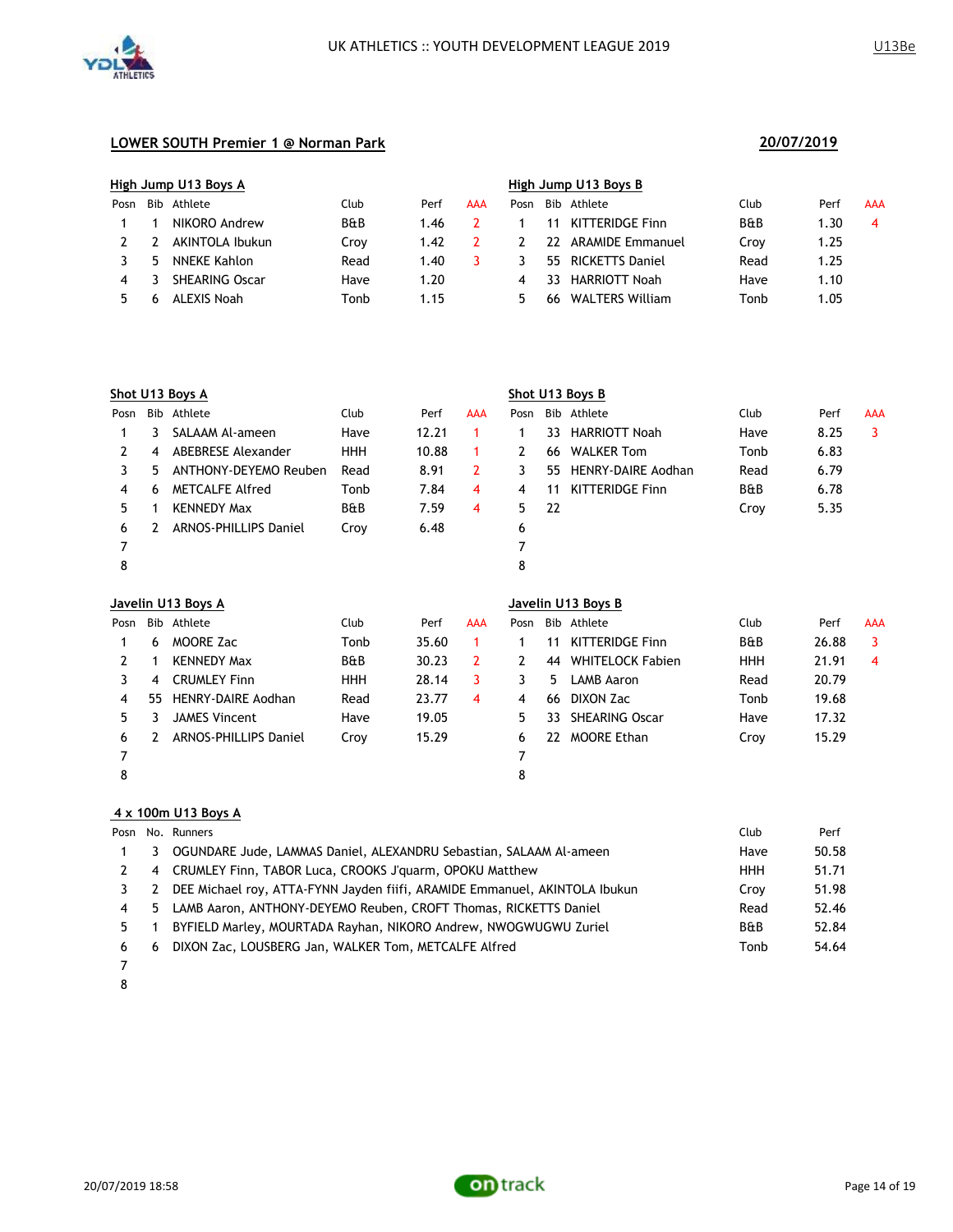## LOWER SOUTH Premier 1 @ Norman Park

**20/07/2019**

### High Jump U13 Boys A

| Posn | Bib | Athlete | Club | Perf | AAA |
|---|---|---|---|---|---|
| 1 | 1 | NIKORO Andrew | B&B | 1.46 | 2 |
| 2 | 2 | AKINTOLA Ibukun | Croy | 1.42 | 2 |
| 3 | 5 | NNEKE Kahlon | Read | 1.40 | 3 |
| 4 | 3 | SHEARING Oscar | Have | 1.20 | |
| 5 | 6 | ALEXIS Noah | Tonb | 1.15 | |

### High Jump U13 Boys B

| Posn | Bib | Athlete | Club | Perf | AAA |
|---|---|---|---|---|---|
| 1 | 11 | KITTERIDGE Finn | B&B | 1.30 | 4 |
| 2 | 22 | ARAMIDE Emmanuel | Croy | 1.25 | |
| 3 | 55 | RICKETTS Daniel | Read | 1.25 | |
| 4 | 33 | HARRIOTT Noah | Have | 1.10 | |
| 5 | 66 | WALTERS William | Tonb | 1.05 | |

### Shot U13 Boys A

| Posn | Bib | Athlete | Club | Perf | AAA |
|---|---|---|---|---|---|
| 1 | 3 | SALAAM Al-ameen | Have | 12.21 | 1 |
| 2 | 4 | ABEBRESE Alexander | HHH | 10.88 | 1 |
| 3 | 5 | ANTHONY-DEYEMO Reuben | Read | 8.91 | 2 |
| 4 | 6 | METCALFE Alfred | Tonb | 7.84 | 4 |
| 5 | 1 | KENNEDY Max | B&B | 7.59 | 4 |
| 6 | 2 | ARNOS-PHILLIPS Daniel | Croy | 6.48 | |
| 7 | | | | | |
| 8 | | | | | |

### Shot U13 Boys B

| Posn | Bib | Athlete | Club | Perf | AAA |
|---|---|---|---|---|---|
| 1 | 33 | HARRIOTT Noah | Have | 8.25 | 3 |
| 2 | 66 | WALKER Tom | Tonb | 6.83 | |
| 3 | 55 | HENRY-DAIRE Aodhan | Read | 6.79 | |
| 4 | 11 | KITTERIDGE Finn | B&B | 6.78 | |
| 5 | 22 | | Croy | 5.35 | |
| 6 | | | | | |
| 7 | | | | | |
| 8 | | | | | |

### Javelin U13 Boys A

| Posn | Bib | Athlete | Club | Perf | AAA |
|---|---|---|---|---|---|
| 1 | 6 | MOORE Zac | Tonb | 35.60 | 1 |
| 2 | 1 | KENNEDY Max | B&B | 30.23 | 2 |
| 3 | 4 | CRUMLEY Finn | HHH | 28.14 | 3 |
| 4 | 55 | HENRY-DAIRE Aodhan | Read | 23.77 | 4 |
| 5 | 3 | JAMES Vincent | Have | 19.05 | |
| 6 | 2 | ARNOS-PHILLIPS Daniel | Croy | 15.29 | |
| 7 | | | | | |
| 8 | | | | | |

### Javelin U13 Boys B

| Posn | Bib | Athlete | Club | Perf | AAA |
|---|---|---|---|---|---|
| 1 | 11 | KITTERIDGE Finn | B&B | 26.88 | 3 |
| 2 | 44 | WHITELOCK Fabien | HHH | 21.91 | 4 |
| 3 | 5 | LAMB Aaron | Read | 20.79 | |
| 4 | 66 | DIXON Zac | Tonb | 19.68 | |
| 5 | 33 | SHEARING Oscar | Have | 17.32 | |
| 6 | 22 | MOORE Ethan | Croy | 15.29 | |
| 7 | | | | | |
| 8 | | | | | |

### 4 x 100m U13 Boys A

| Posn | No. | Runners | Club | Perf |
|---|---|---|---|---|
| 1 | 3 | OGUNDARE Jude, LAMMAS Daniel, ALEXANDRU Sebastian, SALAAM Al-ameen | Have | 50.58 |
| 2 | 4 | CRUMLEY Finn, TABOR Luca, CROOKS J'quarm, OPOKU Matthew | HHH | 51.71 |
| 3 | 2 | DEE Michael roy, ATTA-FYNN Jayden fiifi, ARAMIDE Emmanuel, AKINTOLA Ibukun | Croy | 51.98 |
| 4 | 5 | LAMB Aaron, ANTHONY-DEYEMO Reuben, CROFT Thomas, RICKETTS Daniel | Read | 52.46 |
| 5 | 1 | BYFIELD Marley, MOURTADA Rayhan, NIKORO Andrew, NWOGWUGWU Zuriel | B&B | 52.84 |
| 6 | 6 | DIXON Zac, LOUSBERG Jan, WALKER Tom, METCALFE Alfred | Tonb | 54.64 |
| 7 | | | | |
| 8 | | | | |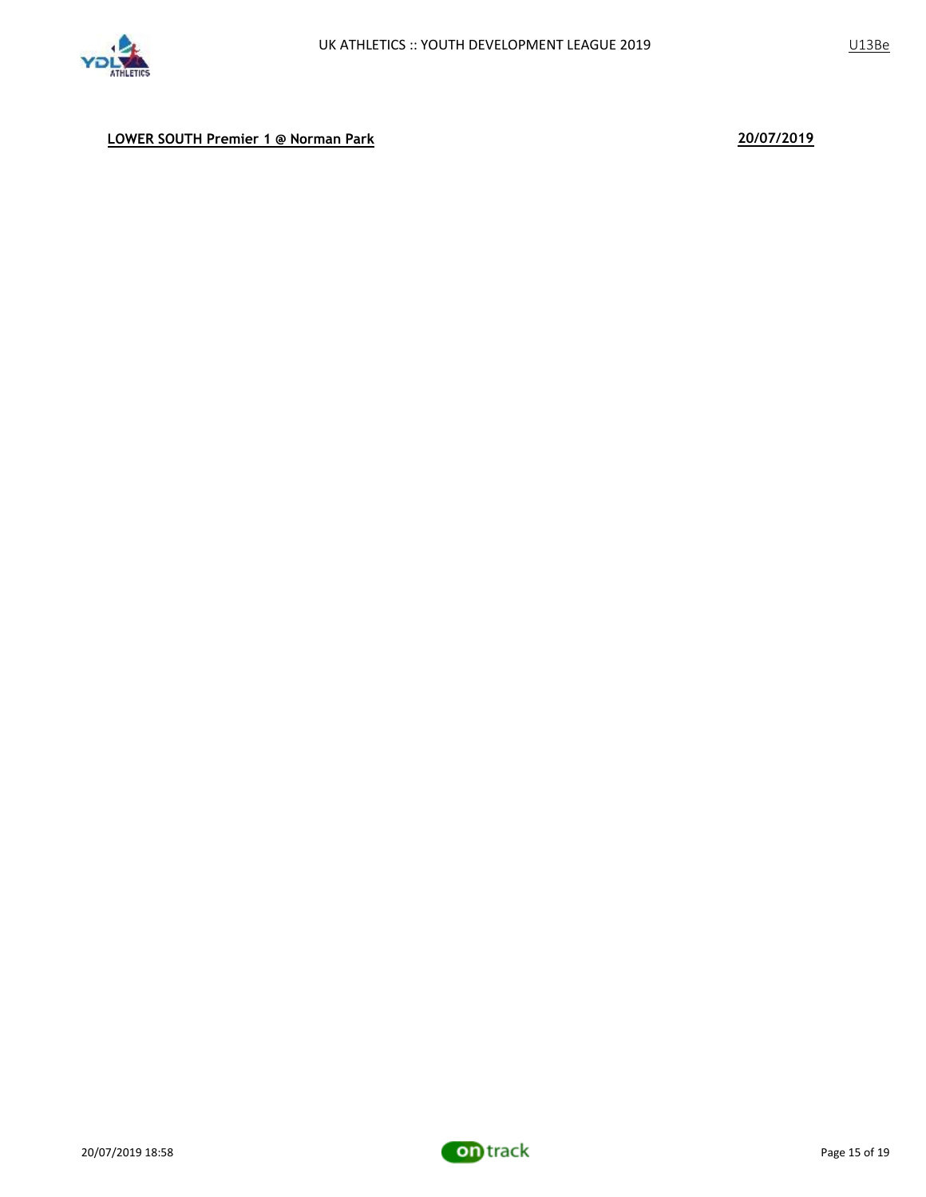**LOWER SOUTH Premier 1 @ Norman Park** **20/07/2019**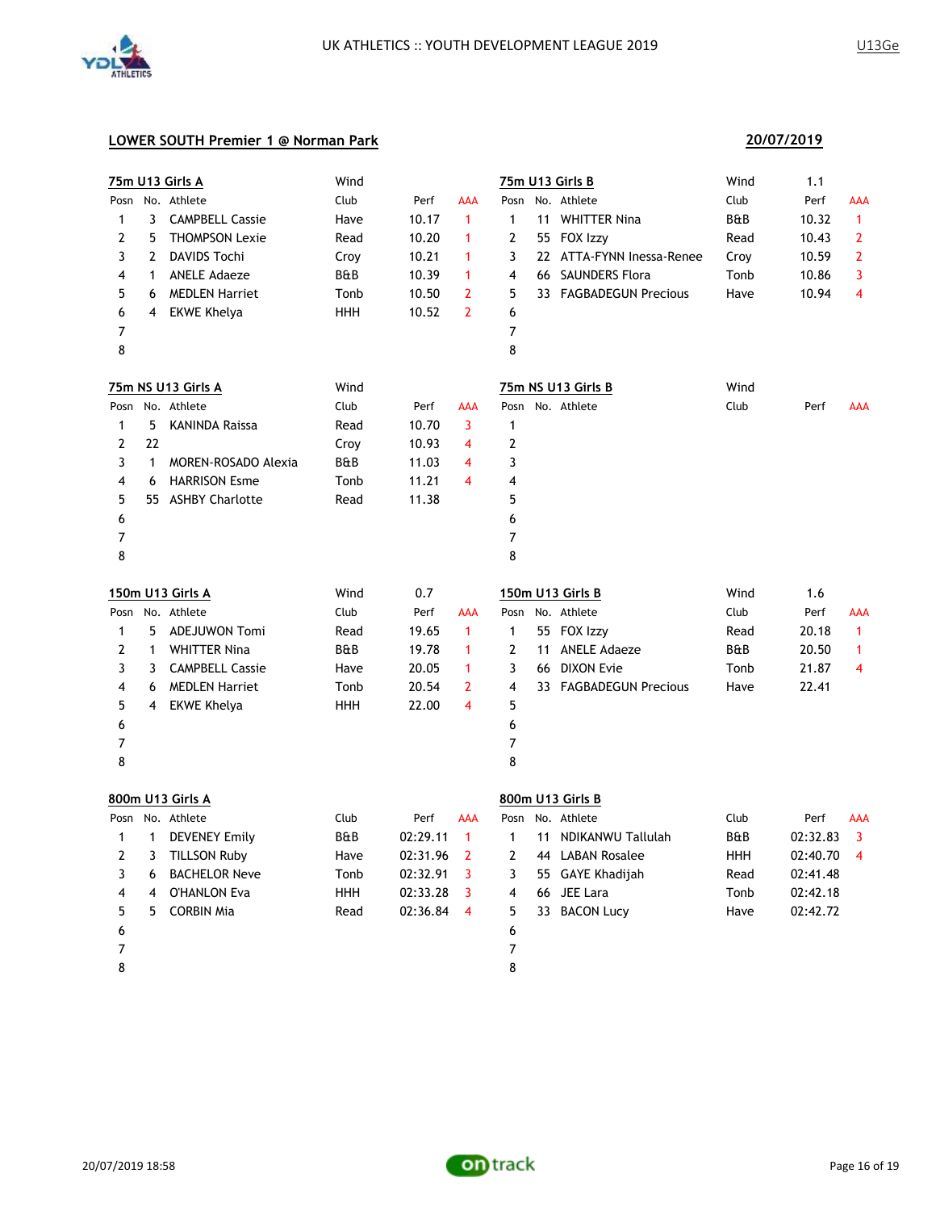## LOWER SOUTH Premier 1 @ Norman Park

**20/07/2019**

### 75m U13 Girls A

Wind

| Posn | No. | Athlete | Club | Perf | AAA |
|---|---|---|---|---|---|
| 1 | 3 | CAMPBELL Cassie | Have | 10.17 | 1 |
| 2 | 5 | THOMPSON Lexie | Read | 10.20 | 1 |
| 3 | 2 | DAVIDS Tochi | Croy | 10.21 | 1 |
| 4 | 1 | ANELE Adaeze | B&B | 10.39 | 1 |
| 5 | 6 | MEDLEN Harriet | Tonb | 10.50 | 2 |
| 6 | 4 | EKWE Khelya | HHH | 10.52 | 2 |
| 7 | | | | | |
| 8 | | | | | |

### 75m U13 Girls B

Wind 1.1

| Posn | No. | Athlete | Club | Perf | AAA |
|---|---|---|---|---|---|
| 1 | 11 | WHITTER Nina | B&B | 10.32 | 1 |
| 2 | 55 | FOX Izzy | Read | 10.43 | 2 |
| 3 | 22 | ATTA-FYNN Inessa-Renee | Croy | 10.59 | 2 |
| 4 | 66 | SAUNDERS Flora | Tonb | 10.86 | 3 |
| 5 | 33 | FAGBADEGUN Precious | Have | 10.94 | 4 |
| 6 | | | | | |
| 7 | | | | | |
| 8 | | | | | |

### 75m NS U13 Girls A

Wind

| Posn | No. | Athlete | Club | Perf | AAA |
|---|---|---|---|---|---|
| 1 | 5 | KANINDA Raissa | Read | 10.70 | 3 |
| 2 | 22 | | Croy | 10.93 | 4 |
| 3 | 1 | MOREN-ROSADO Alexia | B&B | 11.03 | 4 |
| 4 | 6 | HARRISON Esme | Tonb | 11.21 | 4 |
| 5 | 55 | ASHBY Charlotte | Read | 11.38 | |
| 6 | | | | | |
| 7 | | | | | |
| 8 | | | | | |

### 75m NS U13 Girls B

Wind

| Posn | No. | Athlete | Club | Perf | AAA |
|---|---|---|---|---|---|
| 1 | | | | | |
| 2 | | | | | |
| 3 | | | | | |
| 4 | | | | | |
| 5 | | | | | |
| 6 | | | | | |
| 7 | | | | | |
| 8 | | | | | |

### 150m U13 Girls A

Wind 0.7

| Posn | No. | Athlete | Club | Perf | AAA |
|---|---|---|---|---|---|
| 1 | 5 | ADEJUWON Tomi | Read | 19.65 | 1 |
| 2 | 1 | WHITTER Nina | B&B | 19.78 | 1 |
| 3 | 3 | CAMPBELL Cassie | Have | 20.05 | 1 |
| 4 | 6 | MEDLEN Harriet | Tonb | 20.54 | 2 |
| 5 | 4 | EKWE Khelya | HHH | 22.00 | 4 |
| 6 | | | | | |
| 7 | | | | | |
| 8 | | | | | |

### 150m U13 Girls B

Wind 1.6

| Posn | No. | Athlete | Club | Perf | AAA |
|---|---|---|---|---|---|
| 1 | 55 | FOX Izzy | Read | 20.18 | 1 |
| 2 | 11 | ANELE Adaeze | B&B | 20.50 | 1 |
| 3 | 66 | DIXON Evie | Tonb | 21.87 | 4 |
| 4 | 33 | FAGBADEGUN Precious | Have | 22.41 | |
| 5 | | | | | |
| 6 | | | | | |
| 7 | | | | | |
| 8 | | | | | |

### 800m U13 Girls A

| Posn | No. | Athlete | Club | Perf | AAA |
|---|---|---|---|---|---|
| 1 | 1 | DEVENEY Emily | B&B | 02:29.11 | 1 |
| 2 | 3 | TILLSON Ruby | Have | 02:31.96 | 2 |
| 3 | 6 | BACHELOR Neve | Tonb | 02:32.91 | 3 |
| 4 | 4 | O'HANLON Eva | HHH | 02:33.28 | 3 |
| 5 | 5 | CORBIN Mia | Read | 02:36.84 | 4 |
| 6 | | | | | |
| 7 | | | | | |
| 8 | | | | | |

### 800m U13 Girls B

| Posn | No. | Athlete | Club | Perf | AAA |
|---|---|---|---|---|---|
| 1 | 11 | NDIKANWU Tallulah | B&B | 02:32.83 | 3 |
| 2 | 44 | LABAN Rosalee | HHH | 02:40.70 | 4 |
| 3 | 55 | GAYE Khadijah | Read | 02:41.48 | |
| 4 | 66 | JEE Lara | Tonb | 02:42.18 | |
| 5 | 33 | BACON Lucy | Have | 02:42.72 | |
| 6 | | | | | |
| 7 | | | | | |
| 8 | | | | | |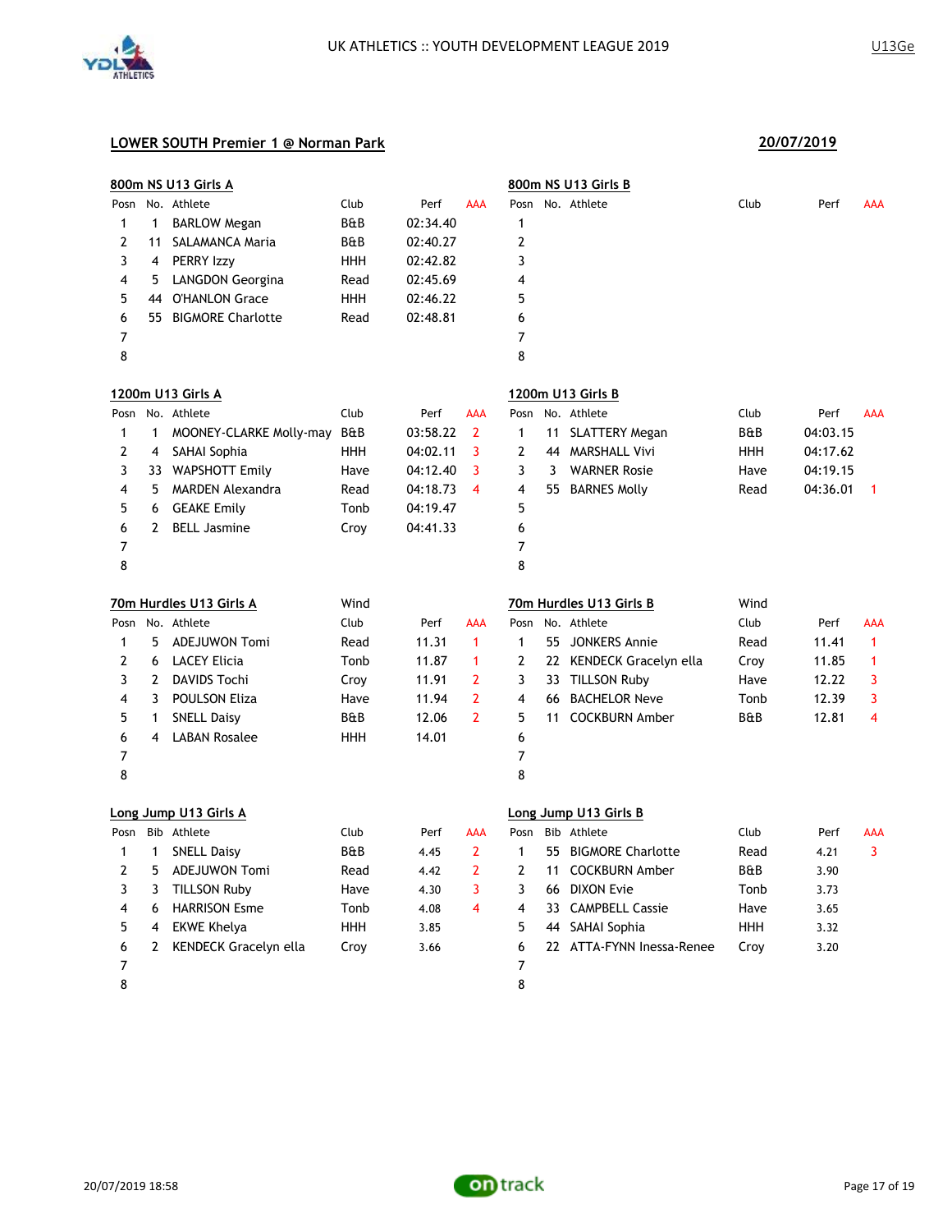UK ATHLETICS :: YOUTH DEVELOPMENT LEAGUE 2019

U13Ge

## LOWER SOUTH Premier 1 @ Norman Park

**20/07/2019**

### 800m NS U13 Girls A

| Posn | No. | Athlete | Club | Perf | AAA |
|---|---|---|---|---|---|
| 1 | 1 | BARLOW Megan | B&B | 02:34.40 | |
| 2 | 11 | SALAMANCA Maria | B&B | 02:40.27 | |
| 3 | 4 | PERRY Izzy | HHH | 02:42.82 | |
| 4 | 5 | LANGDON Georgina | Read | 02:45.69 | |
| 5 | 44 | O'HANLON Grace | HHH | 02:46.22 | |
| 6 | 55 | BIGMORE Charlotte | Read | 02:48.81 | |
| 7 | | | | | |
| 8 | | | | | |

### 800m NS U13 Girls B

| Posn | No. | Athlete | Club | Perf | AAA |
|---|---|---|---|---|---|
| 1 | | | | | |
| 2 | | | | | |
| 3 | | | | | |
| 4 | | | | | |
| 5 | | | | | |
| 6 | | | | | |
| 7 | | | | | |
| 8 | | | | | |

### 1200m U13 Girls A

| Posn | No. | Athlete | Club | Perf | AAA |
|---|---|---|---|---|---|
| 1 | 1 | MOONEY-CLARKE Molly-may | B&B | 03:58.22 | 2 |
| 2 | 4 | SAHAI Sophia | HHH | 04:02.11 | 3 |
| 3 | 33 | WAPSHOTT Emily | Have | 04:12.40 | 3 |
| 4 | 5 | MARDEN Alexandra | Read | 04:18.73 | 4 |
| 5 | 6 | GEAKE Emily | Tonb | 04:19.47 | |
| 6 | 2 | BELL Jasmine | Croy | 04:41.33 | |
| 7 | | | | | |
| 8 | | | | | |

### 1200m U13 Girls B

| Posn | No. | Athlete | Club | Perf | AAA |
|---|---|---|---|---|---|
| 1 | 11 | SLATTERY Megan | B&B | 04:03.15 | |
| 2 | 44 | MARSHALL Vivi | HHH | 04:17.62 | |
| 3 | 3 | WARNER Rosie | Have | 04:19.15 | |
| 4 | 55 | BARNES Molly | Read | 04:36.01 | 1 |
| 5 | | | | | |
| 6 | | | | | |
| 7 | | | | | |
| 8 | | | | | |

### 70m Hurdles U13 Girls A

Wind

| Posn | No. | Athlete | Club | Perf | AAA |
|---|---|---|---|---|---|
| 1 | 5 | ADEJUWON Tomi | Read | 11.31 | 1 |
| 2 | 6 | LACEY Elicia | Tonb | 11.87 | 1 |
| 3 | 2 | DAVIDS Tochi | Croy | 11.91 | 2 |
| 4 | 3 | POULSON Eliza | Have | 11.94 | 2 |
| 5 | 1 | SNELL Daisy | B&B | 12.06 | 2 |
| 6 | 4 | LABAN Rosalee | HHH | 14.01 | |
| 7 | | | | | |
| 8 | | | | | |

### 70m Hurdles U13 Girls B

Wind

| Posn | No. | Athlete | Club | Perf | AAA |
|---|---|---|---|---|---|
| 1 | 55 | JONKERS Annie | Read | 11.41 | 1 |
| 2 | 22 | KENDECK Gracelyn ella | Croy | 11.85 | 1 |
| 3 | 33 | TILLSON Ruby | Have | 12.22 | 3 |
| 4 | 66 | BACHELOR Neve | Tonb | 12.39 | 3 |
| 5 | 11 | COCKBURN Amber | B&B | 12.81 | 4 |
| 6 | | | | | |
| 7 | | | | | |
| 8 | | | | | |

### Long Jump U13 Girls A

| Posn | Bib | Athlete | Club | Perf | AAA |
|---|---|---|---|---|---|
| 1 | 1 | SNELL Daisy | B&B | 4.45 | 2 |
| 2 | 5 | ADEJUWON Tomi | Read | 4.42 | 2 |
| 3 | 3 | TILLSON Ruby | Have | 4.30 | 3 |
| 4 | 6 | HARRISON Esme | Tonb | 4.08 | 4 |
| 5 | 4 | EKWE Khelya | HHH | 3.85 | |
| 6 | 2 | KENDECK Gracelyn ella | Croy | 3.66 | |
| 7 | | | | | |
| 8 | | | | | |

### Long Jump U13 Girls B

| Posn | Bib | Athlete | Club | Perf | AAA |
|---|---|---|---|---|---|
| 1 | 55 | BIGMORE Charlotte | Read | 4.21 | 3 |
| 2 | 11 | COCKBURN Amber | B&B | 3.90 | |
| 3 | 66 | DIXON Evie | Tonb | 3.73 | |
| 4 | 33 | CAMPBELL Cassie | Have | 3.65 | |
| 5 | 44 | SAHAI Sophia | HHH | 3.32 | |
| 6 | 22 | ATTA-FYNN Inessa-Renee | Croy | 3.20 | |
| 7 | | | | | |
| 8 | | | | | |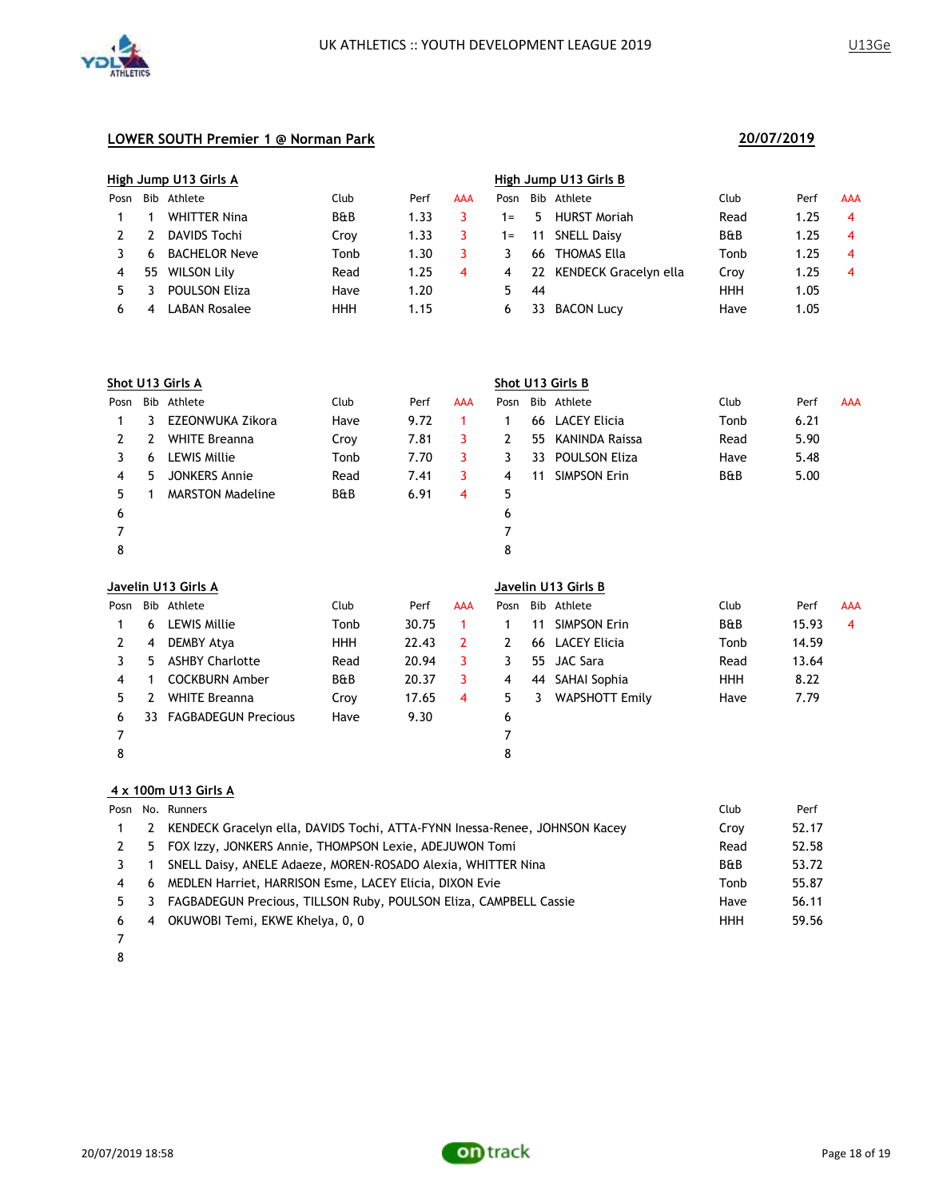UK ATHLETICS :: YOUTH DEVELOPMENT LEAGUE 2019

U13Ge

## LOWER SOUTH Premier 1 @ Norman Park

20/07/2019

### High Jump U13 Girls A

| Posn | Bib | Athlete | Club | Perf | AAA |
|---|---|---|---|---|---|
| 1 | 1 | WHITTER Nina | B&B | 1.33 | 3 |
| 2 | 2 | DAVIDS Tochi | Croy | 1.33 | 3 |
| 3 | 6 | BACHELOR Neve | Tonb | 1.30 | 3 |
| 4 | 55 | WILSON Lily | Read | 1.25 | 4 |
| 5 | 3 | POULSON Eliza | Have | 1.20 | |
| 6 | 4 | LABAN Rosalee | HHH | 1.15 | |

### High Jump U13 Girls B

| Posn | Bib | Athlete | Club | Perf | AAA |
|---|---|---|---|---|---|
| 1= | 5 | HURST Moriah | Read | 1.25 | 4 |
| 1= | 11 | SNELL Daisy | B&B | 1.25 | 4 |
| 3 | 66 | THOMAS Ella | Tonb | 1.25 | 4 |
| 4 | 22 | KENDECK Gracelyn ella | Croy | 1.25 | 4 |
| 5 | 44 | | HHH | 1.05 | |
| 6 | 33 | BACON Lucy | Have | 1.05 | |

### Shot U13 Girls A

| Posn | Bib | Athlete | Club | Perf | AAA |
|---|---|---|---|---|---|
| 1 | 3 | EZEONWUKA Zikora | Have | 9.72 | 1 |
| 2 | 2 | WHITE Breanna | Croy | 7.81 | 3 |
| 3 | 6 | LEWIS Millie | Tonb | 7.70 | 3 |
| 4 | 5 | JONKERS Annie | Read | 7.41 | 3 |
| 5 | 1 | MARSTON Madeline | B&B | 6.91 | 4 |
| 6 | | | | | |
| 7 | | | | | |
| 8 | | | | | |

### Shot U13 Girls B

| Posn | Bib | Athlete | Club | Perf | AAA |
|---|---|---|---|---|---|
| 1 | 66 | LACEY Elicia | Tonb | 6.21 | |
| 2 | 55 | KANINDA Raissa | Read | 5.90 | |
| 3 | 33 | POULSON Eliza | Have | 5.48 | |
| 4 | 11 | SIMPSON Erin | B&B | 5.00 | |
| 5 | | | | | |
| 6 | | | | | |
| 7 | | | | | |
| 8 | | | | | |

### Javelin U13 Girls A

| Posn | Bib | Athlete | Club | Perf | AAA |
|---|---|---|---|---|---|
| 1 | 6 | LEWIS Millie | Tonb | 30.75 | 1 |
| 2 | 4 | DEMBY Atya | HHH | 22.43 | 2 |
| 3 | 5 | ASHBY Charlotte | Read | 20.94 | 3 |
| 4 | 1 | COCKBURN Amber | B&B | 20.37 | 3 |
| 5 | 2 | WHITE Breanna | Croy | 17.65 | 4 |
| 6 | 33 | FAGBADEGUN Precious | Have | 9.30 | |
| 7 | | | | | |
| 8 | | | | | |

### Javelin U13 Girls B

| Posn | Bib | Athlete | Club | Perf | AAA |
|---|---|---|---|---|---|
| 1 | 11 | SIMPSON Erin | B&B | 15.93 | 4 |
| 2 | 66 | LACEY Elicia | Tonb | 14.59 | |
| 3 | 55 | JAC Sara | Read | 13.64 | |
| 4 | 44 | SAHAI Sophia | HHH | 8.22 | |
| 5 | 3 | WAPSHOTT Emily | Have | 7.79 | |
| 6 | | | | | |
| 7 | | | | | |
| 8 | | | | | |

### 4 x 100m U13 Girls A

| Posn | No. | Runners | Club | Perf |
|---|---|---|---|---|
| 1 | 2 | KENDECK Gracelyn ella, DAVIDS Tochi, ATTA-FYNN Inessa-Renee, JOHNSON Kacey | Croy | 52.17 |
| 2 | 5 | FOX Izzy, JONKERS Annie, THOMPSON Lexie, ADEJUWON Tomi | Read | 52.58 |
| 3 | 1 | SNELL Daisy, ANELE Adaeze, MOREN-ROSADO Alexia, WHITTER Nina | B&B | 53.72 |
| 4 | 6 | MEDLEN Harriet, HARRISON Esme, LACEY Elicia, DIXON Evie | Tonb | 55.87 |
| 5 | 3 | FAGBADEGUN Precious, TILLSON Ruby, POULSON Eliza, CAMPBELL Cassie | Have | 56.11 |
| 6 | 4 | OKUWOBI Temi, EKWE Khelya, 0, 0 | HHH | 59.56 |
| 7 | | | | |
| 8 | | | | |

20/07/2019 18:58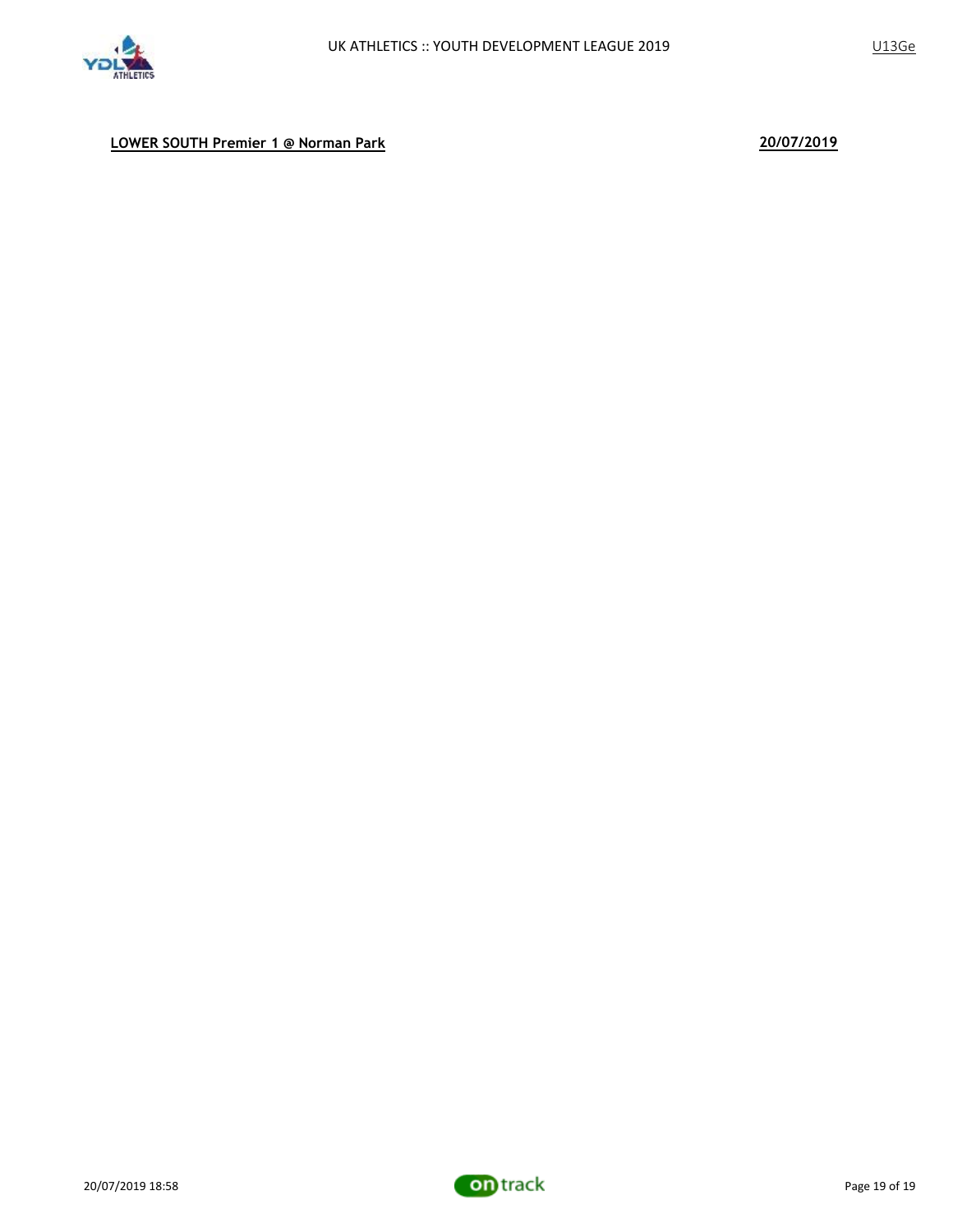**LOWER SOUTH Premier 1 @ Norman Park** **20/07/2019**